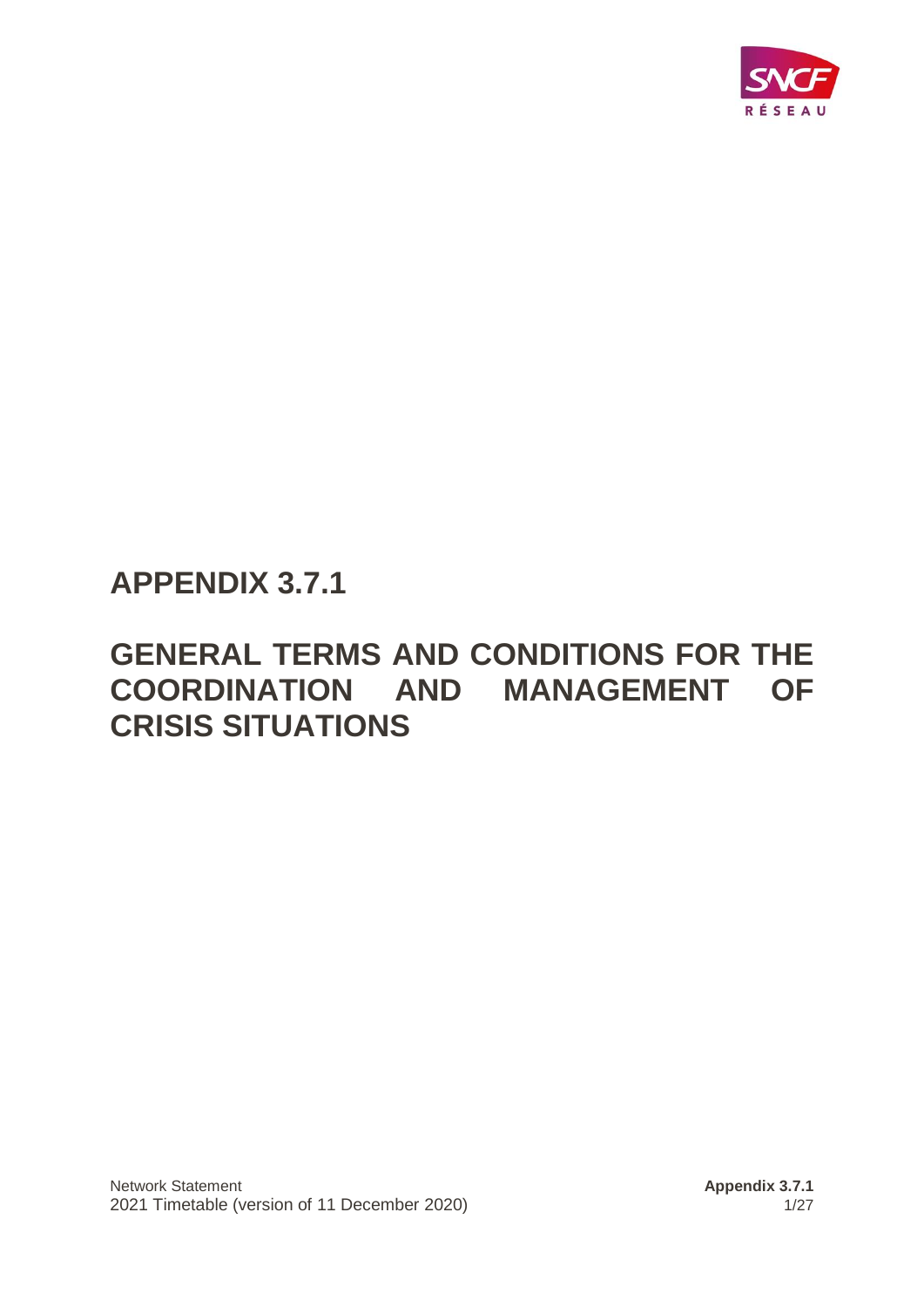# APPENDIX 3.7.1

# GENERAL TERMS AND CONDITIONS FOR THE COORDINATION AND MANAGEMENT OF CRISIS SITUATIONS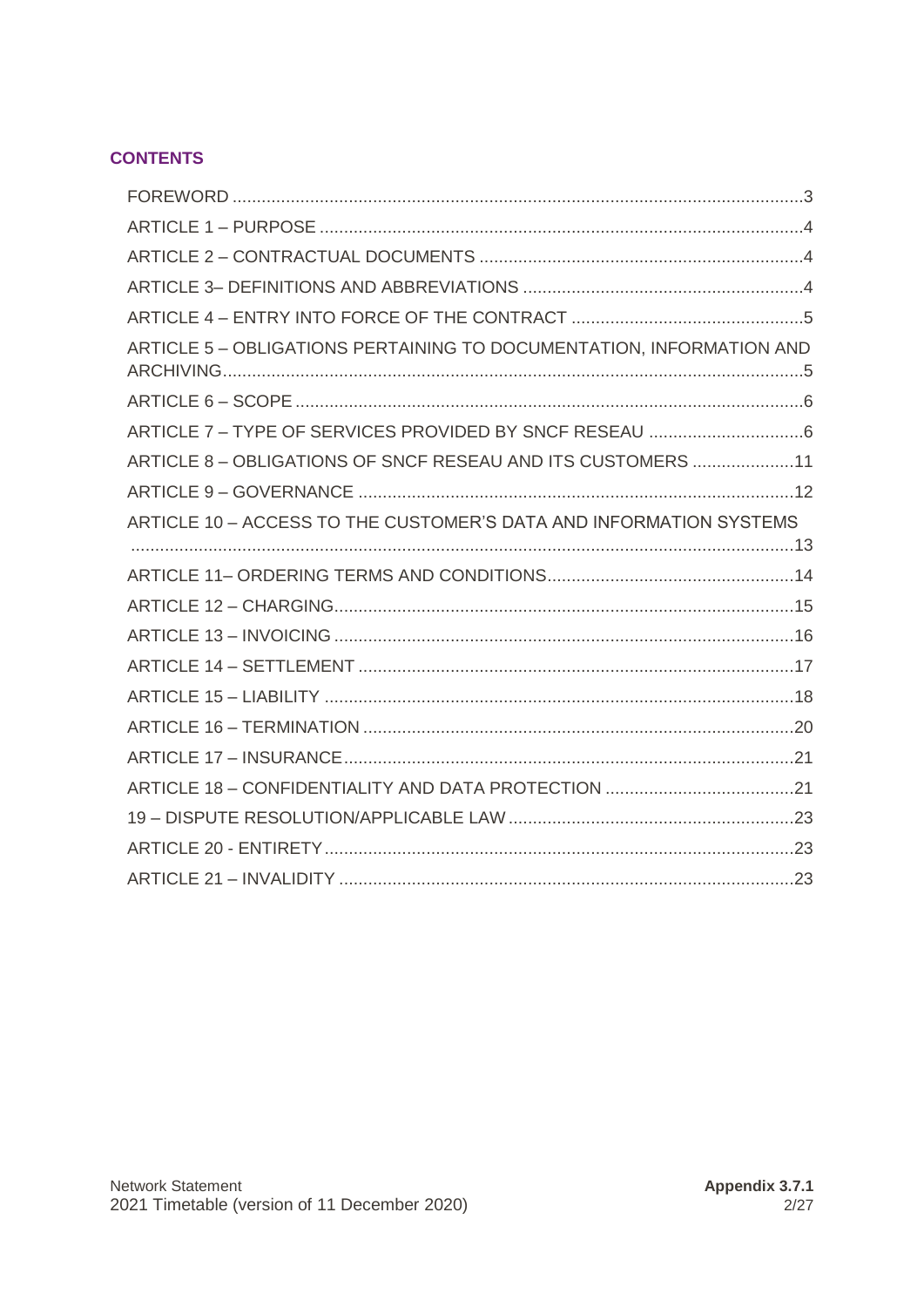## CONTENTS

FOREWORD ..... 3
ARTICLE 1 – PURPOSE ..... 4
ARTICLE 2 – CONTRACTUAL DOCUMENTS ..... 4
ARTICLE 3– DEFINITIONS AND ABBREVIATIONS ..... 4
ARTICLE 4 – ENTRY INTO FORCE OF THE CONTRACT ..... 5
ARTICLE 5 – OBLIGATIONS PERTAINING TO DOCUMENTATION, INFORMATION AND ARCHIVING ..... 5
ARTICLE 6 – SCOPE ..... 6
ARTICLE 7 – TYPE OF SERVICES PROVIDED BY SNCF RESEAU ..... 6
ARTICLE 8 – OBLIGATIONS OF SNCF RESEAU AND ITS CUSTOMERS ..... 11
ARTICLE 9 – GOVERNANCE ..... 12
ARTICLE 10 – ACCESS TO THE CUSTOMER'S DATA AND INFORMATION SYSTEMS ..... 13
ARTICLE 11– ORDERING TERMS AND CONDITIONS ..... 14
ARTICLE 12 – CHARGING ..... 15
ARTICLE 13 – INVOICING ..... 16
ARTICLE 14 – SETTLEMENT ..... 17
ARTICLE 15 – LIABILITY ..... 18
ARTICLE 16 – TERMINATION ..... 20
ARTICLE 17 – INSURANCE ..... 21
ARTICLE 18 – CONFIDENTIALITY AND DATA PROTECTION ..... 21
19 – DISPUTE RESOLUTION/APPLICABLE LAW ..... 23
ARTICLE 20 - ENTIRETY ..... 23
ARTICLE 21 – INVALIDITY ..... 23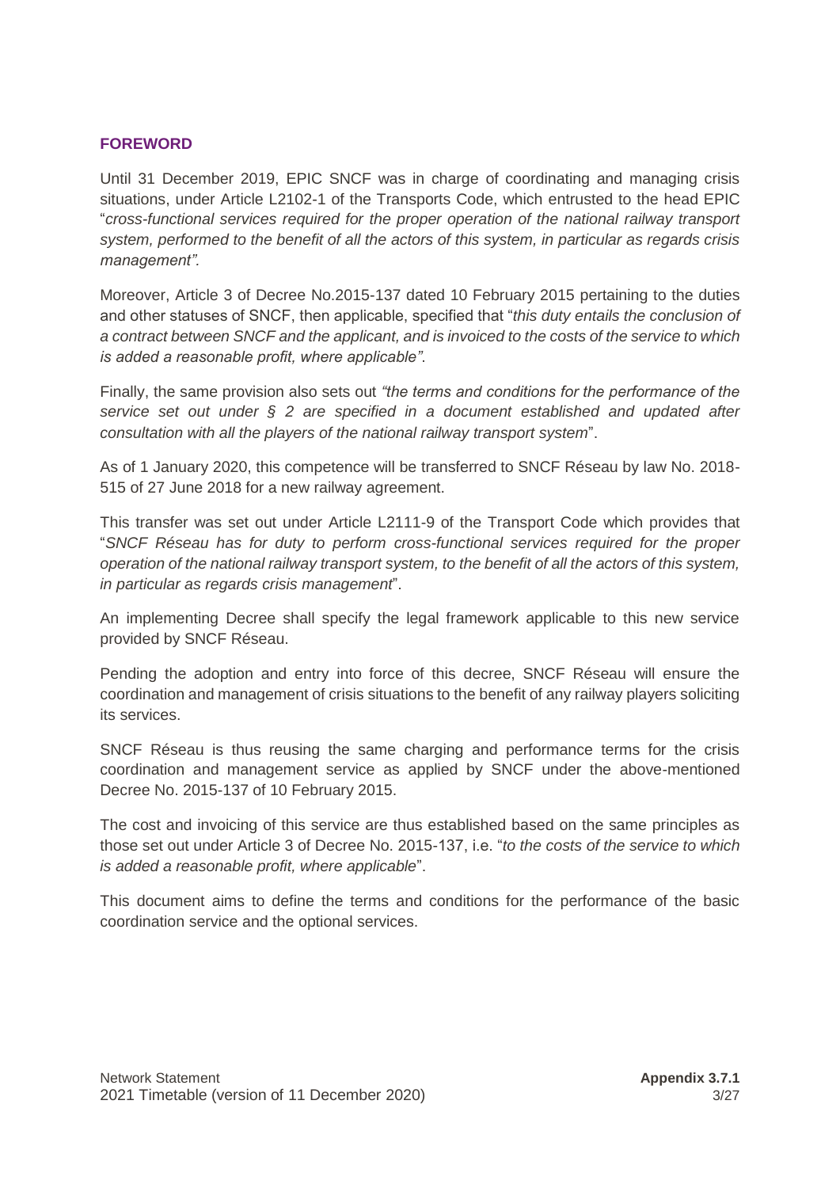## FOREWORD

Until 31 December 2019, EPIC SNCF was in charge of coordinating and managing crisis situations, under Article L2102-1 of the Transports Code, which entrusted to the head EPIC "*cross-functional services required for the proper operation of the national railway transport system, performed to the benefit of all the actors of this system, in particular as regards crisis management".*

Moreover, Article 3 of Decree No.2015-137 dated 10 February 2015 pertaining to the duties and other statuses of SNCF, then applicable, specified that "*this duty entails the conclusion of a contract between SNCF and the applicant, and is invoiced to the costs of the service to which is added a reasonable profit, where applicable"*.

Finally, the same provision also sets out *"the terms and conditions for the performance of the service set out under § 2 are specified in a document established and updated after consultation with all the players of the national railway transport system*".

As of 1 January 2020, this competence will be transferred to SNCF Réseau by law No. 2018-515 of 27 June 2018 for a new railway agreement.

This transfer was set out under Article L2111-9 of the Transport Code which provides that "*SNCF Réseau has for duty to perform cross-functional services required for the proper operation of the national railway transport system, to the benefit of all the actors of this system, in particular as regards crisis management*".

An implementing Decree shall specify the legal framework applicable to this new service provided by SNCF Réseau.

Pending the adoption and entry into force of this decree, SNCF Réseau will ensure the coordination and management of crisis situations to the benefit of any railway players soliciting its services.

SNCF Réseau is thus reusing the same charging and performance terms for the crisis coordination and management service as applied by SNCF under the above-mentioned Decree No. 2015-137 of 10 February 2015.

The cost and invoicing of this service are thus established based on the same principles as those set out under Article 3 of Decree No. 2015-137, i.e. "*to the costs of the service to which is added a reasonable profit, where applicable*".

This document aims to define the terms and conditions for the performance of the basic coordination service and the optional services.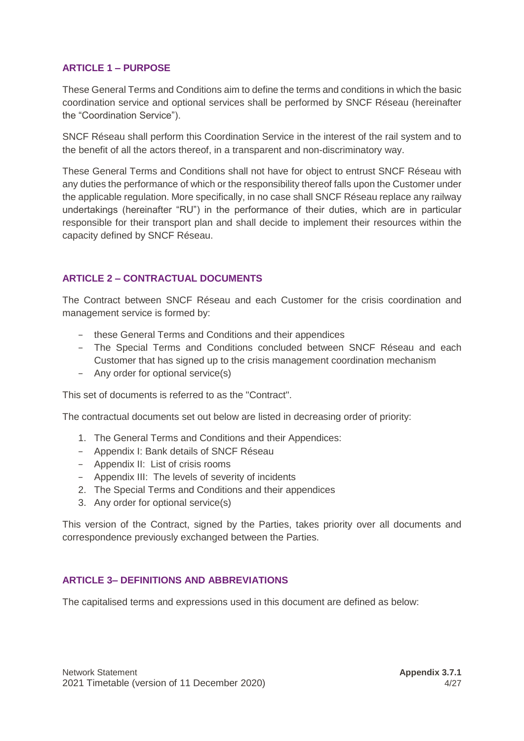## ARTICLE 1 – PURPOSE

These General Terms and Conditions aim to define the terms and conditions in which the basic coordination service and optional services shall be performed by SNCF Réseau (hereinafter the "Coordination Service").

SNCF Réseau shall perform this Coordination Service in the interest of the rail system and to the benefit of all the actors thereof, in a transparent and non-discriminatory way.

These General Terms and Conditions shall not have for object to entrust SNCF Réseau with any duties the performance of which or the responsibility thereof falls upon the Customer under the applicable regulation. More specifically, in no case shall SNCF Réseau replace any railway undertakings (hereinafter "RU") in the performance of their duties, which are in particular responsible for their transport plan and shall decide to implement their resources within the capacity defined by SNCF Réseau.

## ARTICLE 2 – CONTRACTUAL DOCUMENTS

The Contract between SNCF Réseau and each Customer for the crisis coordination and management service is formed by:

- these General Terms and Conditions and their appendices
- The Special Terms and Conditions concluded between SNCF Réseau and each Customer that has signed up to the crisis management coordination mechanism
- Any order for optional service(s)

This set of documents is referred to as the "Contract".

The contractual documents set out below are listed in decreasing order of priority:

1. The General Terms and Conditions and their Appendices:
   - Appendix I: Bank details of SNCF Réseau
   - Appendix II: List of crisis rooms
   - Appendix III: The levels of severity of incidents
2. The Special Terms and Conditions and their appendices
3. Any order for optional service(s)

This version of the Contract, signed by the Parties, takes priority over all documents and correspondence previously exchanged between the Parties.

## ARTICLE 3– DEFINITIONS AND ABBREVIATIONS

The capitalised terms and expressions used in this document are defined as below: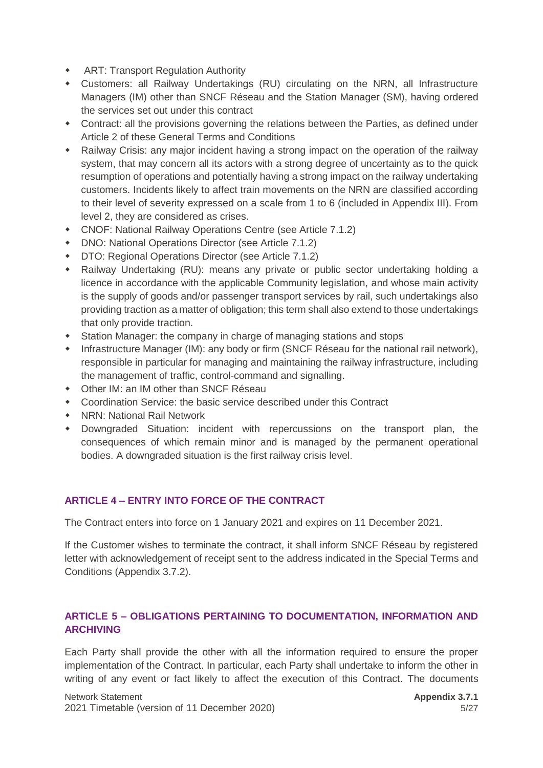- ART: Transport Regulation Authority
- Customers: all Railway Undertakings (RU) circulating on the NRN, all Infrastructure Managers (IM) other than SNCF Réseau and the Station Manager (SM), having ordered the services set out under this contract
- Contract: all the provisions governing the relations between the Parties, as defined under Article 2 of these General Terms and Conditions
- Railway Crisis: any major incident having a strong impact on the operation of the railway system, that may concern all its actors with a strong degree of uncertainty as to the quick resumption of operations and potentially having a strong impact on the railway undertaking customers. Incidents likely to affect train movements on the NRN are classified according to their level of severity expressed on a scale from 1 to 6 (included in Appendix III). From level 2, they are considered as crises.
- CNOF: National Railway Operations Centre (see Article 7.1.2)
- DNO: National Operations Director (see Article 7.1.2)
- DTO: Regional Operations Director (see Article 7.1.2)
- Railway Undertaking (RU): means any private or public sector undertaking holding a licence in accordance with the applicable Community legislation, and whose main activity is the supply of goods and/or passenger transport services by rail, such undertakings also providing traction as a matter of obligation; this term shall also extend to those undertakings that only provide traction.
- Station Manager: the company in charge of managing stations and stops
- Infrastructure Manager (IM): any body or firm (SNCF Réseau for the national rail network), responsible in particular for managing and maintaining the railway infrastructure, including the management of traffic, control-command and signalling.
- Other IM: an IM other than SNCF Réseau
- Coordination Service: the basic service described under this Contract
- NRN: National Rail Network
- Downgraded Situation: incident with repercussions on the transport plan, the consequences of which remain minor and is managed by the permanent operational bodies. A downgraded situation is the first railway crisis level.

## ARTICLE 4 – ENTRY INTO FORCE OF THE CONTRACT

The Contract enters into force on 1 January 2021 and expires on 11 December 2021.

If the Customer wishes to terminate the contract, it shall inform SNCF Réseau by registered letter with acknowledgement of receipt sent to the address indicated in the Special Terms and Conditions (Appendix 3.7.2).

## ARTICLE 5 – OBLIGATIONS PERTAINING TO DOCUMENTATION, INFORMATION AND ARCHIVING

Each Party shall provide the other with all the information required to ensure the proper implementation of the Contract. In particular, each Party shall undertake to inform the other in writing of any event or fact likely to affect the execution of this Contract. The documents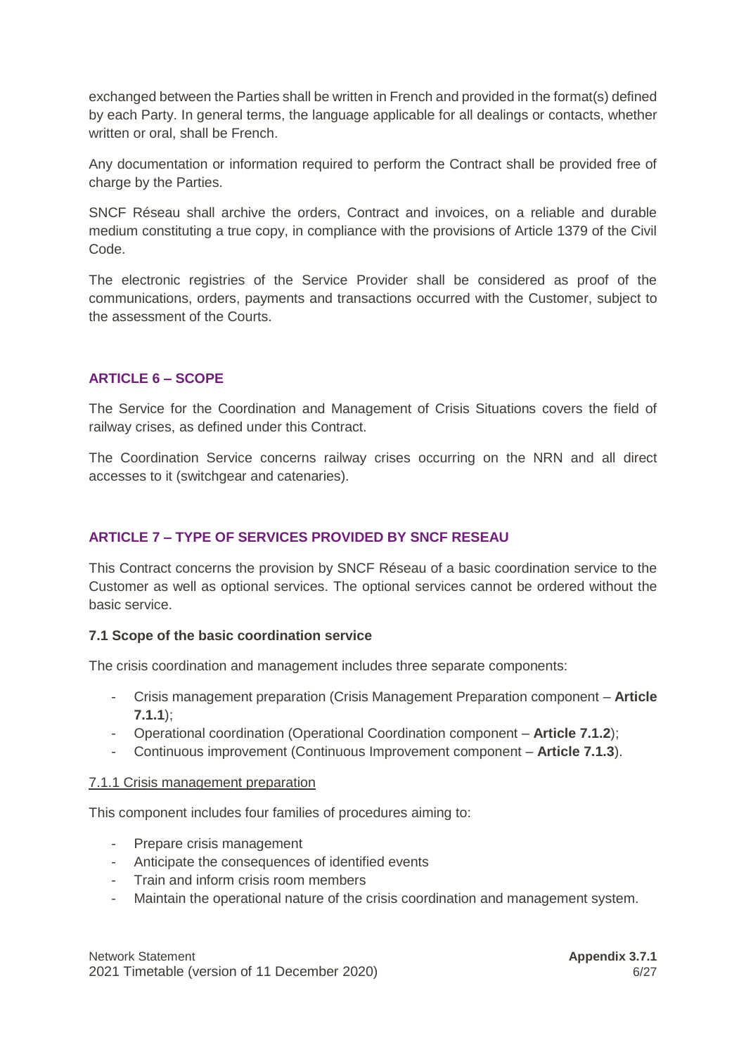exchanged between the Parties shall be written in French and provided in the format(s) defined by each Party. In general terms, the language applicable for all dealings or contacts, whether written or oral, shall be French.

Any documentation or information required to perform the Contract shall be provided free of charge by the Parties.

SNCF Réseau shall archive the orders, Contract and invoices, on a reliable and durable medium constituting a true copy, in compliance with the provisions of Article 1379 of the Civil Code.

The electronic registries of the Service Provider shall be considered as proof of the communications, orders, payments and transactions occurred with the Customer, subject to the assessment of the Courts.

## ARTICLE 6 – SCOPE

The Service for the Coordination and Management of Crisis Situations covers the field of railway crises, as defined under this Contract.

The Coordination Service concerns railway crises occurring on the NRN and all direct accesses to it (switchgear and catenaries).

## ARTICLE 7 – TYPE OF SERVICES PROVIDED BY SNCF RESEAU

This Contract concerns the provision by SNCF Réseau of a basic coordination service to the Customer as well as optional services. The optional services cannot be ordered without the basic service.

### 7.1 Scope of the basic coordination service

The crisis coordination and management includes three separate components:

- Crisis management preparation (Crisis Management Preparation component – **Article 7.1.1**);
- Operational coordination (Operational Coordination component – **Article 7.1.2**);
- Continuous improvement (Continuous Improvement component – **Article 7.1.3**).

#### 7.1.1 Crisis management preparation

This component includes four families of procedures aiming to:

- Prepare crisis management
- Anticipate the consequences of identified events
- Train and inform crisis room members
- Maintain the operational nature of the crisis coordination and management system.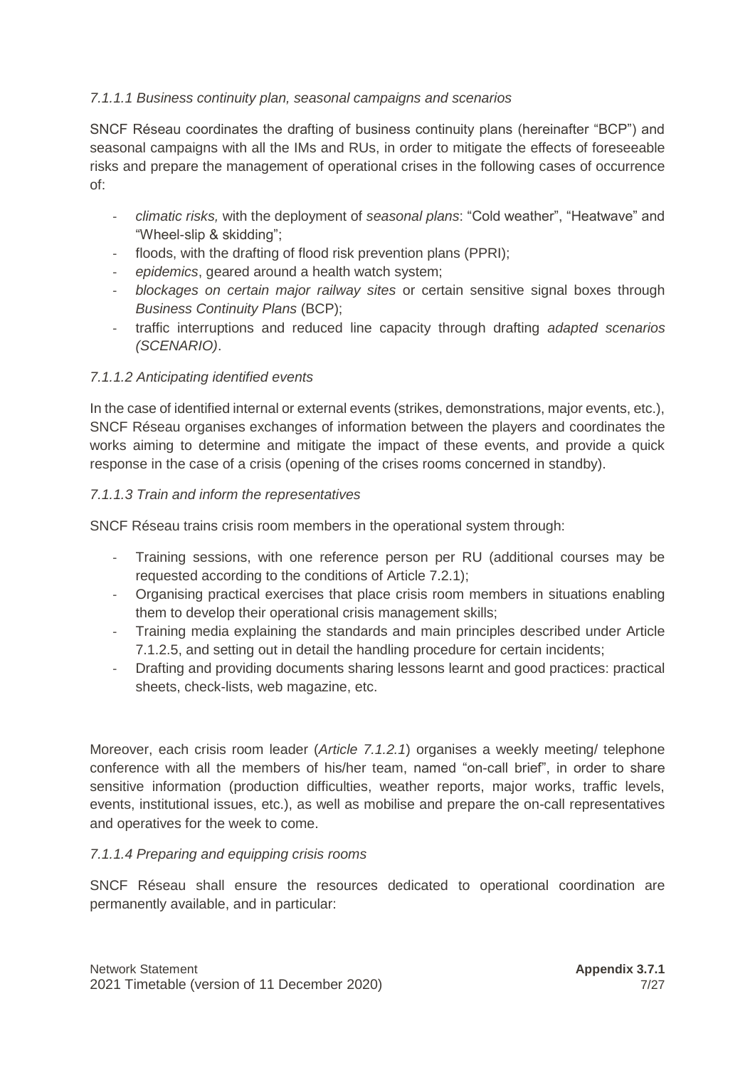#### *7.1.1.1 Business continuity plan, seasonal campaigns and scenarios*

SNCF Réseau coordinates the drafting of business continuity plans (hereinafter "BCP") and seasonal campaigns with all the IMs and RUs, in order to mitigate the effects of foreseeable risks and prepare the management of operational crises in the following cases of occurrence of:

- *climatic risks,* with the deployment of *seasonal plans*: "Cold weather", "Heatwave" and "Wheel-slip & skidding";
- floods, with the drafting of flood risk prevention plans (PPRI);
- *epidemics*, geared around a health watch system;
- *blockages on certain major railway sites* or certain sensitive signal boxes through *Business Continuity Plans* (BCP);
- traffic interruptions and reduced line capacity through drafting *adapted scenarios (SCENARIO)*.

#### *7.1.1.2 Anticipating identified events*

In the case of identified internal or external events (strikes, demonstrations, major events, etc.), SNCF Réseau organises exchanges of information between the players and coordinates the works aiming to determine and mitigate the impact of these events, and provide a quick response in the case of a crisis (opening of the crises rooms concerned in standby).

#### *7.1.1.3 Train and inform the representatives*

SNCF Réseau trains crisis room members in the operational system through:

- Training sessions, with one reference person per RU (additional courses may be requested according to the conditions of Article 7.2.1);
- Organising practical exercises that place crisis room members in situations enabling them to develop their operational crisis management skills;
- Training media explaining the standards and main principles described under Article 7.1.2.5, and setting out in detail the handling procedure for certain incidents;
- Drafting and providing documents sharing lessons learnt and good practices: practical sheets, check-lists, web magazine, etc.

Moreover, each crisis room leader (*Article 7.1.2.1*) organises a weekly meeting/ telephone conference with all the members of his/her team, named "on-call brief", in order to share sensitive information (production difficulties, weather reports, major works, traffic levels, events, institutional issues, etc.), as well as mobilise and prepare the on-call representatives and operatives for the week to come.

#### *7.1.1.4 Preparing and equipping crisis rooms*

SNCF Réseau shall ensure the resources dedicated to operational coordination are permanently available, and in particular: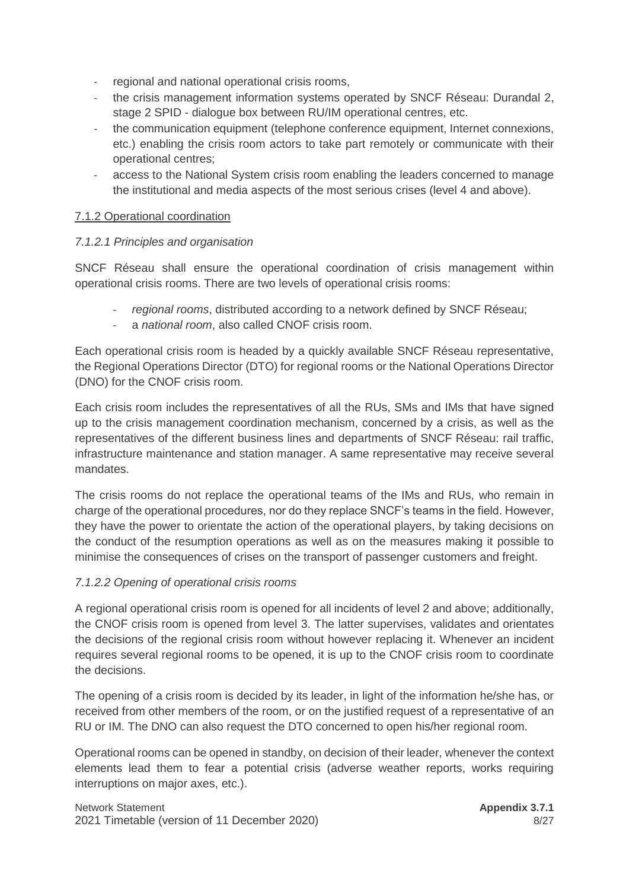- regional and national operational crisis rooms,
- the crisis management information systems operated by SNCF Réseau: Durandal 2, stage 2 SPID - dialogue box between RU/IM operational centres, etc.
- the communication equipment (telephone conference equipment, Internet connexions, etc.) enabling the crisis room actors to take part remotely or communicate with their operational centres;
- access to the National System crisis room enabling the leaders concerned to manage the institutional and media aspects of the most serious crises (level 4 and above).

#### 7.1.2 Operational coordination

##### *7.1.2.1 Principles and organisation*

SNCF Réseau shall ensure the operational coordination of crisis management within operational crisis rooms. There are two levels of operational crisis rooms:

- *regional rooms*, distributed according to a network defined by SNCF Réseau;
- a *national room*, also called CNOF crisis room.

Each operational crisis room is headed by a quickly available SNCF Réseau representative, the Regional Operations Director (DTO) for regional rooms or the National Operations Director (DNO) for the CNOF crisis room.

Each crisis room includes the representatives of all the RUs, SMs and IMs that have signed up to the crisis management coordination mechanism, concerned by a crisis, as well as the representatives of the different business lines and departments of SNCF Réseau: rail traffic, infrastructure maintenance and station manager. A same representative may receive several mandates.

The crisis rooms do not replace the operational teams of the IMs and RUs, who remain in charge of the operational procedures, nor do they replace SNCF's teams in the field. However, they have the power to orientate the action of the operational players, by taking decisions on the conduct of the resumption operations as well as on the measures making it possible to minimise the consequences of crises on the transport of passenger customers and freight.

##### *7.1.2.2 Opening of operational crisis rooms*

A regional operational crisis room is opened for all incidents of level 2 and above; additionally, the CNOF crisis room is opened from level 3. The latter supervises, validates and orientates the decisions of the regional crisis room without however replacing it. Whenever an incident requires several regional rooms to be opened, it is up to the CNOF crisis room to coordinate the decisions.

The opening of a crisis room is decided by its leader, in light of the information he/she has, or received from other members of the room, or on the justified request of a representative of an RU or IM. The DNO can also request the DTO concerned to open his/her regional room.

Operational rooms can be opened in standby, on decision of their leader, whenever the context elements lead them to fear a potential crisis (adverse weather reports, works requiring interruptions on major axes, etc.).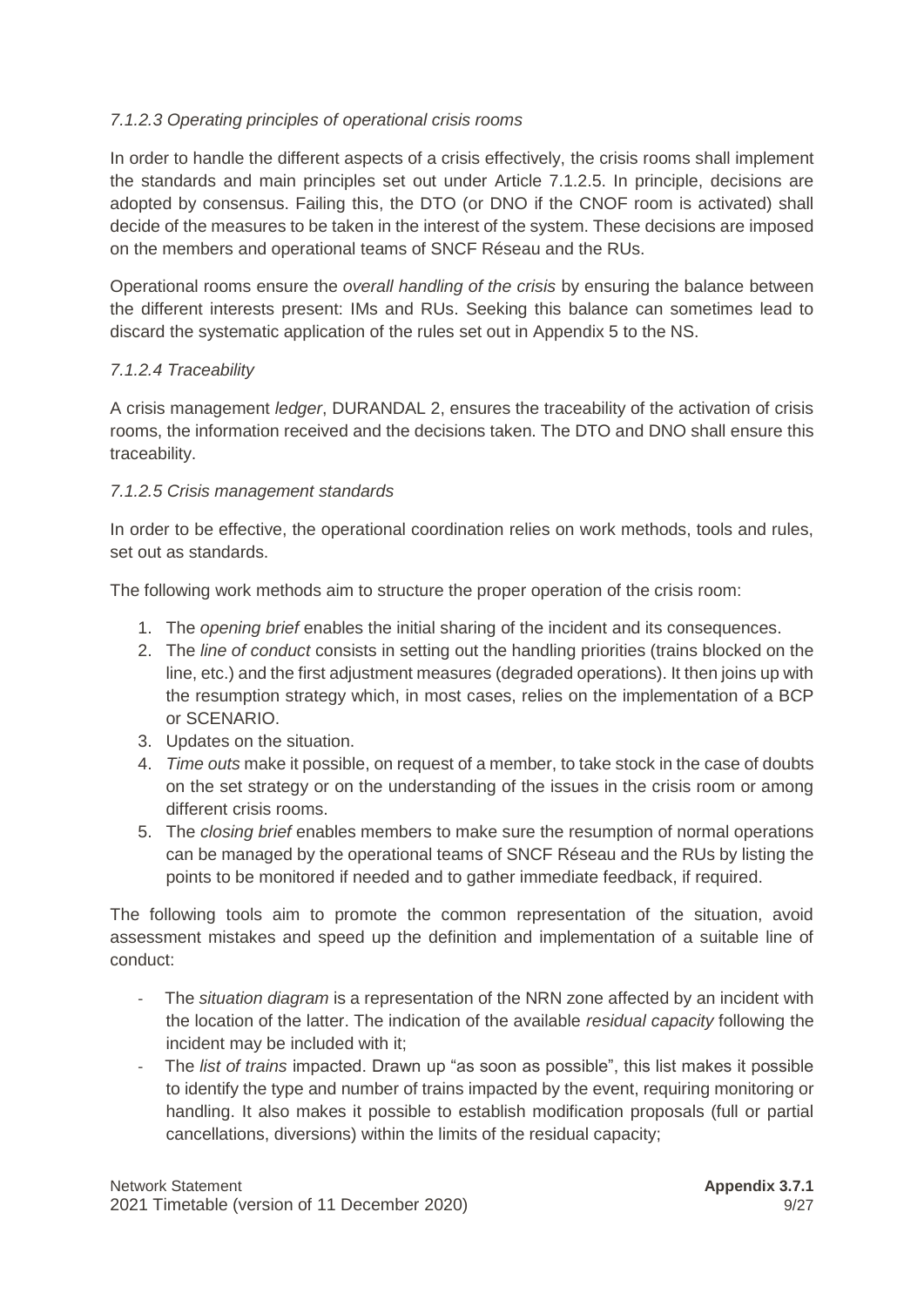#### *7.1.2.3 Operating principles of operational crisis rooms*

In order to handle the different aspects of a crisis effectively, the crisis rooms shall implement the standards and main principles set out under Article 7.1.2.5. In principle, decisions are adopted by consensus. Failing this, the DTO (or DNO if the CNOF room is activated) shall decide of the measures to be taken in the interest of the system. These decisions are imposed on the members and operational teams of SNCF Réseau and the RUs.

Operational rooms ensure the *overall handling of the crisis* by ensuring the balance between the different interests present: IMs and RUs. Seeking this balance can sometimes lead to discard the systematic application of the rules set out in Appendix 5 to the NS.

#### *7.1.2.4 Traceability*

A crisis management *ledger*, DURANDAL 2, ensures the traceability of the activation of crisis rooms, the information received and the decisions taken. The DTO and DNO shall ensure this traceability.

#### *7.1.2.5 Crisis management standards*

In order to be effective, the operational coordination relies on work methods, tools and rules, set out as standards.

The following work methods aim to structure the proper operation of the crisis room:

1. The *opening brief* enables the initial sharing of the incident and its consequences.
2. The *line of conduct* consists in setting out the handling priorities (trains blocked on the line, etc.) and the first adjustment measures (degraded operations). It then joins up with the resumption strategy which, in most cases, relies on the implementation of a BCP or SCENARIO.
3. Updates on the situation.
4. *Time outs* make it possible, on request of a member, to take stock in the case of doubts on the set strategy or on the understanding of the issues in the crisis room or among different crisis rooms.
5. The *closing brief* enables members to make sure the resumption of normal operations can be managed by the operational teams of SNCF Réseau and the RUs by listing the points to be monitored if needed and to gather immediate feedback, if required.

The following tools aim to promote the common representation of the situation, avoid assessment mistakes and speed up the definition and implementation of a suitable line of conduct:

- The *situation diagram* is a representation of the NRN zone affected by an incident with the location of the latter. The indication of the available *residual capacity* following the incident may be included with it;
- The *list of trains* impacted. Drawn up "as soon as possible", this list makes it possible to identify the type and number of trains impacted by the event, requiring monitoring or handling. It also makes it possible to establish modification proposals (full or partial cancellations, diversions) within the limits of the residual capacity;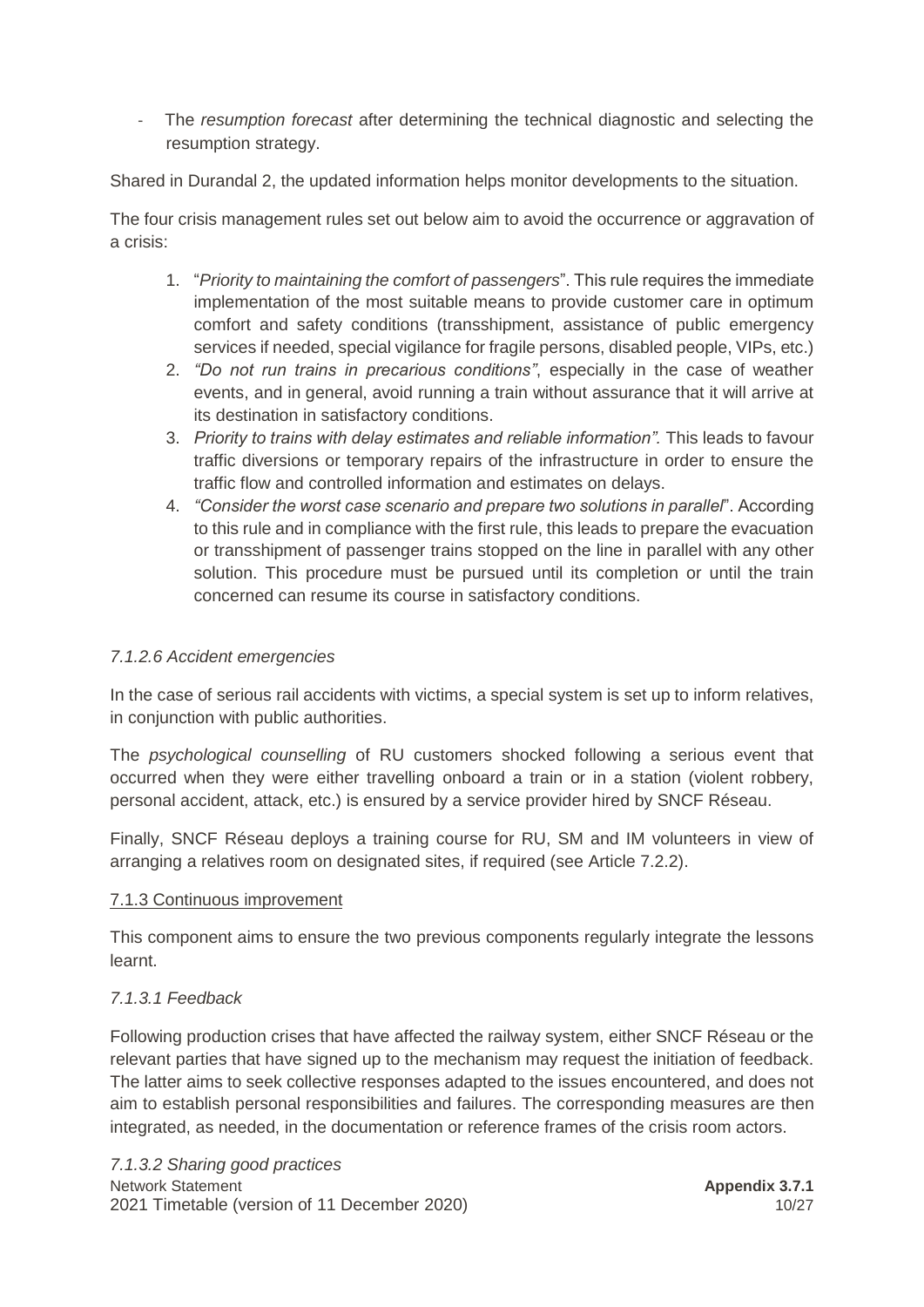- The *resumption forecast* after determining the technical diagnostic and selecting the resumption strategy.

Shared in Durandal 2, the updated information helps monitor developments to the situation.

The four crisis management rules set out below aim to avoid the occurrence or aggravation of a crisis:

1. "*Priority to maintaining the comfort of passengers*". This rule requires the immediate implementation of the most suitable means to provide customer care in optimum comfort and safety conditions (transshipment, assistance of public emergency services if needed, special vigilance for fragile persons, disabled people, VIPs, etc.)
2. *"Do not run trains in precarious conditions"*, especially in the case of weather events, and in general, avoid running a train without assurance that it will arrive at its destination in satisfactory conditions.
3. *Priority to trains with delay estimates and reliable information".* This leads to favour traffic diversions or temporary repairs of the infrastructure in order to ensure the traffic flow and controlled information and estimates on delays.
4. *"Consider the worst case scenario and prepare two solutions in parallel*". According to this rule and in compliance with the first rule, this leads to prepare the evacuation or transshipment of passenger trains stopped on the line in parallel with any other solution. This procedure must be pursued until its completion or until the train concerned can resume its course in satisfactory conditions.

#### *7.1.2.6 Accident emergencies*

In the case of serious rail accidents with victims, a special system is set up to inform relatives, in conjunction with public authorities.

The *psychological counselling* of RU customers shocked following a serious event that occurred when they were either travelling onboard a train or in a station (violent robbery, personal accident, attack, etc.) is ensured by a service provider hired by SNCF Réseau.

Finally, SNCF Réseau deploys a training course for RU, SM and IM volunteers in view of arranging a relatives room on designated sites, if required (see Article 7.2.2).

### 7.1.3 Continuous improvement

This component aims to ensure the two previous components regularly integrate the lessons learnt.

#### *7.1.3.1 Feedback*

Following production crises that have affected the railway system, either SNCF Réseau or the relevant parties that have signed up to the mechanism may request the initiation of feedback. The latter aims to seek collective responses adapted to the issues encountered, and does not aim to establish personal responsibilities and failures. The corresponding measures are then integrated, as needed, in the documentation or reference frames of the crisis room actors.

#### *7.1.3.2 Sharing good practices*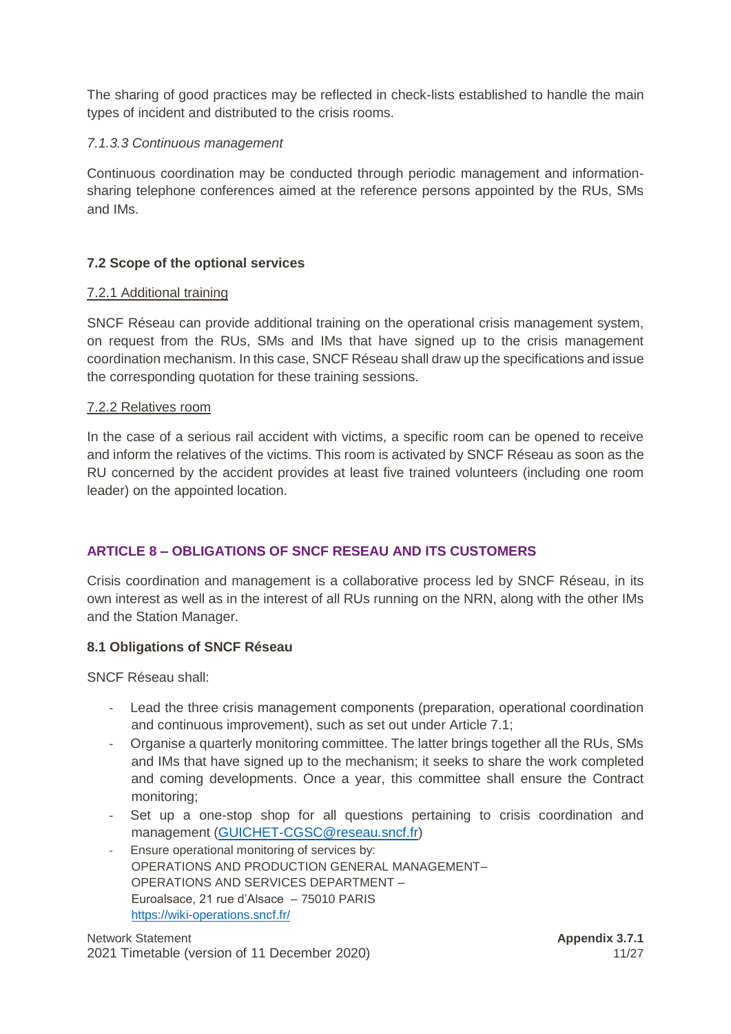The sharing of good practices may be reflected in check-lists established to handle the main types of incident and distributed to the crisis rooms.

*7.1.3.3 Continuous management*

Continuous coordination may be conducted through periodic management and information-sharing telephone conferences aimed at the reference persons appointed by the RUs, SMs and IMs.

### 7.2 Scope of the optional services

#### 7.2.1 Additional training

SNCF Réseau can provide additional training on the operational crisis management system, on request from the RUs, SMs and IMs that have signed up to the crisis management coordination mechanism. In this case, SNCF Réseau shall draw up the specifications and issue the corresponding quotation for these training sessions.

#### 7.2.2 Relatives room

In the case of a serious rail accident with victims, a specific room can be opened to receive and inform the relatives of the victims. This room is activated by SNCF Réseau as soon as the RU concerned by the accident provides at least five trained volunteers (including one room leader) on the appointed location.

## ARTICLE 8 – OBLIGATIONS OF SNCF RESEAU AND ITS CUSTOMERS

Crisis coordination and management is a collaborative process led by SNCF Réseau, in its own interest as well as in the interest of all RUs running on the NRN, along with the other IMs and the Station Manager.

### 8.1 Obligations of SNCF Réseau

SNCF Réseau shall:

- Lead the three crisis management components (preparation, operational coordination and continuous improvement), such as set out under Article 7.1;
- Organise a quarterly monitoring committee. The latter brings together all the RUs, SMs and IMs that have signed up to the mechanism; it seeks to share the work completed and coming developments. Once a year, this committee shall ensure the Contract monitoring;
- Set up a one-stop shop for all questions pertaining to crisis coordination and management (GUICHET-CGSC@reseau.sncf.fr)
- Ensure operational monitoring of services by:
  OPERATIONS AND PRODUCTION GENERAL MANAGEMENT–
  OPERATIONS AND SERVICES DEPARTMENT –
  Euroalsace, 21 rue d'Alsace – 75010 PARIS
  https://wiki-operations.sncf.fr/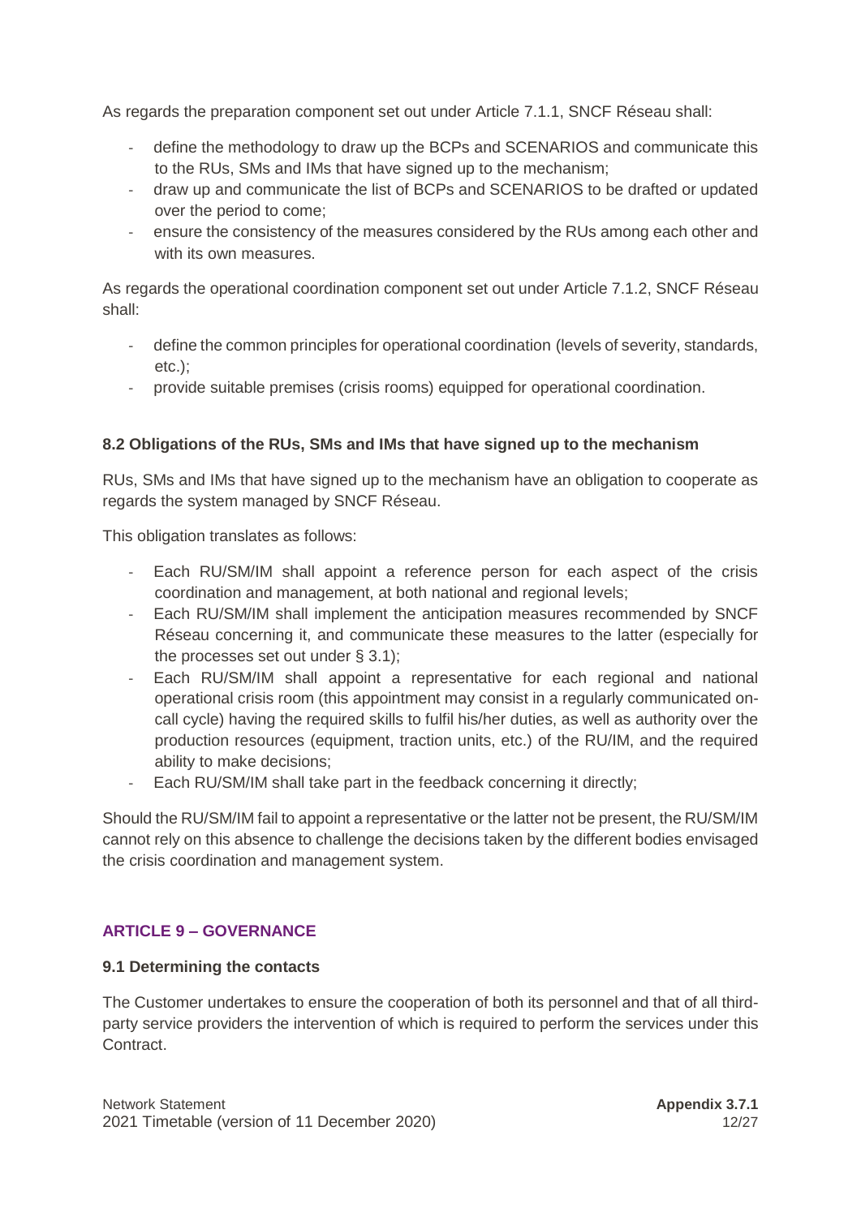As regards the preparation component set out under Article 7.1.1, SNCF Réseau shall:

- define the methodology to draw up the BCPs and SCENARIOS and communicate this to the RUs, SMs and IMs that have signed up to the mechanism;
- draw up and communicate the list of BCPs and SCENARIOS to be drafted or updated over the period to come;
- ensure the consistency of the measures considered by the RUs among each other and with its own measures.

As regards the operational coordination component set out under Article 7.1.2, SNCF Réseau shall:

- define the common principles for operational coordination (levels of severity, standards, etc.);
- provide suitable premises (crisis rooms) equipped for operational coordination.

### 8.2 Obligations of the RUs, SMs and IMs that have signed up to the mechanism

RUs, SMs and IMs that have signed up to the mechanism have an obligation to cooperate as regards the system managed by SNCF Réseau.

This obligation translates as follows:

- Each RU/SM/IM shall appoint a reference person for each aspect of the crisis coordination and management, at both national and regional levels;
- Each RU/SM/IM shall implement the anticipation measures recommended by SNCF Réseau concerning it, and communicate these measures to the latter (especially for the processes set out under § 3.1);
- Each RU/SM/IM shall appoint a representative for each regional and national operational crisis room (this appointment may consist in a regularly communicated on-call cycle) having the required skills to fulfil his/her duties, as well as authority over the production resources (equipment, traction units, etc.) of the RU/IM, and the required ability to make decisions;
- Each RU/SM/IM shall take part in the feedback concerning it directly;

Should the RU/SM/IM fail to appoint a representative or the latter not be present, the RU/SM/IM cannot rely on this absence to challenge the decisions taken by the different bodies envisaged the crisis coordination and management system.

## ARTICLE 9 – GOVERNANCE

### 9.1 Determining the contacts

The Customer undertakes to ensure the cooperation of both its personnel and that of all third-party service providers the intervention of which is required to perform the services under this Contract.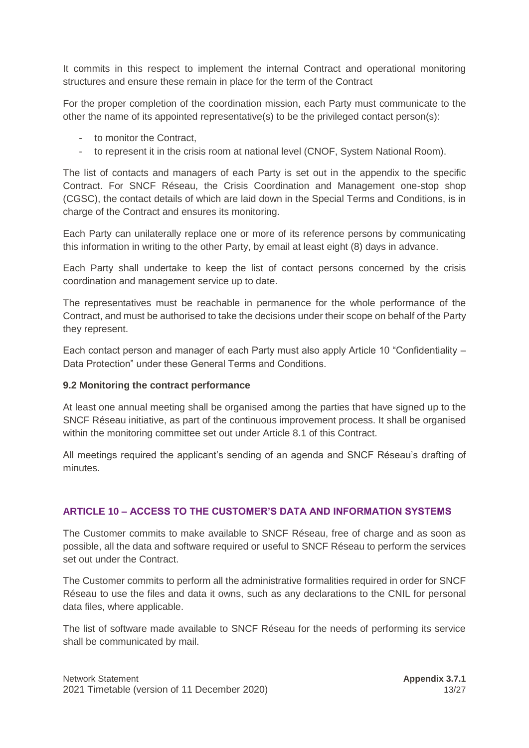It commits in this respect to implement the internal Contract and operational monitoring structures and ensure these remain in place for the term of the Contract

For the proper completion of the coordination mission, each Party must communicate to the other the name of its appointed representative(s) to be the privileged contact person(s):

- to monitor the Contract,
- to represent it in the crisis room at national level (CNOF, System National Room).

The list of contacts and managers of each Party is set out in the appendix to the specific Contract. For SNCF Réseau, the Crisis Coordination and Management one-stop shop (CGSC), the contact details of which are laid down in the Special Terms and Conditions, is in charge of the Contract and ensures its monitoring.

Each Party can unilaterally replace one or more of its reference persons by communicating this information in writing to the other Party, by email at least eight (8) days in advance.

Each Party shall undertake to keep the list of contact persons concerned by the crisis coordination and management service up to date.

The representatives must be reachable in permanence for the whole performance of the Contract, and must be authorised to take the decisions under their scope on behalf of the Party they represent.

Each contact person and manager of each Party must also apply Article 10 "Confidentiality – Data Protection" under these General Terms and Conditions.

### 9.2 Monitoring the contract performance

At least one annual meeting shall be organised among the parties that have signed up to the SNCF Réseau initiative, as part of the continuous improvement process. It shall be organised within the monitoring committee set out under Article 8.1 of this Contract.

All meetings required the applicant's sending of an agenda and SNCF Réseau's drafting of minutes.

## ARTICLE 10 – ACCESS TO THE CUSTOMER'S DATA AND INFORMATION SYSTEMS

The Customer commits to make available to SNCF Réseau, free of charge and as soon as possible, all the data and software required or useful to SNCF Réseau to perform the services set out under the Contract.

The Customer commits to perform all the administrative formalities required in order for SNCF Réseau to use the files and data it owns, such as any declarations to the CNIL for personal data files, where applicable.

The list of software made available to SNCF Réseau for the needs of performing its service shall be communicated by mail.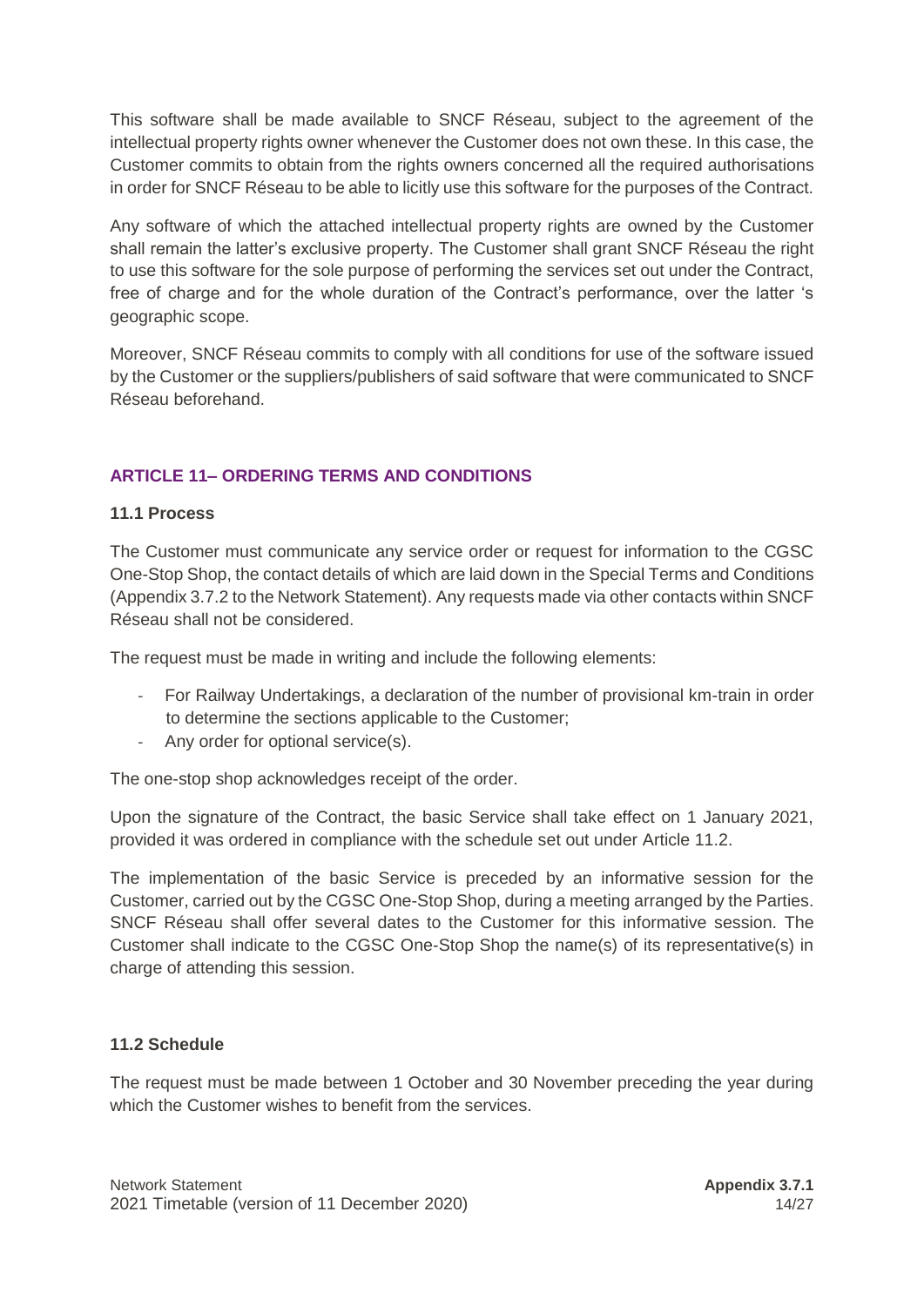This software shall be made available to SNCF Réseau, subject to the agreement of the intellectual property rights owner whenever the Customer does not own these. In this case, the Customer commits to obtain from the rights owners concerned all the required authorisations in order for SNCF Réseau to be able to licitly use this software for the purposes of the Contract.

Any software of which the attached intellectual property rights are owned by the Customer shall remain the latter's exclusive property. The Customer shall grant SNCF Réseau the right to use this software for the sole purpose of performing the services set out under the Contract, free of charge and for the whole duration of the Contract's performance, over the latter 's geographic scope.

Moreover, SNCF Réseau commits to comply with all conditions for use of the software issued by the Customer or the suppliers/publishers of said software that were communicated to SNCF Réseau beforehand.

## ARTICLE 11– ORDERING TERMS AND CONDITIONS

### 11.1 Process

The Customer must communicate any service order or request for information to the CGSC One-Stop Shop, the contact details of which are laid down in the Special Terms and Conditions (Appendix 3.7.2 to the Network Statement). Any requests made via other contacts within SNCF Réseau shall not be considered.

The request must be made in writing and include the following elements:

- For Railway Undertakings, a declaration of the number of provisional km-train in order to determine the sections applicable to the Customer;
- Any order for optional service(s).

The one-stop shop acknowledges receipt of the order.

Upon the signature of the Contract, the basic Service shall take effect on 1 January 2021, provided it was ordered in compliance with the schedule set out under Article 11.2.

The implementation of the basic Service is preceded by an informative session for the Customer, carried out by the CGSC One-Stop Shop, during a meeting arranged by the Parties. SNCF Réseau shall offer several dates to the Customer for this informative session. The Customer shall indicate to the CGSC One-Stop Shop the name(s) of its representative(s) in charge of attending this session.

### 11.2 Schedule

The request must be made between 1 October and 30 November preceding the year during which the Customer wishes to benefit from the services.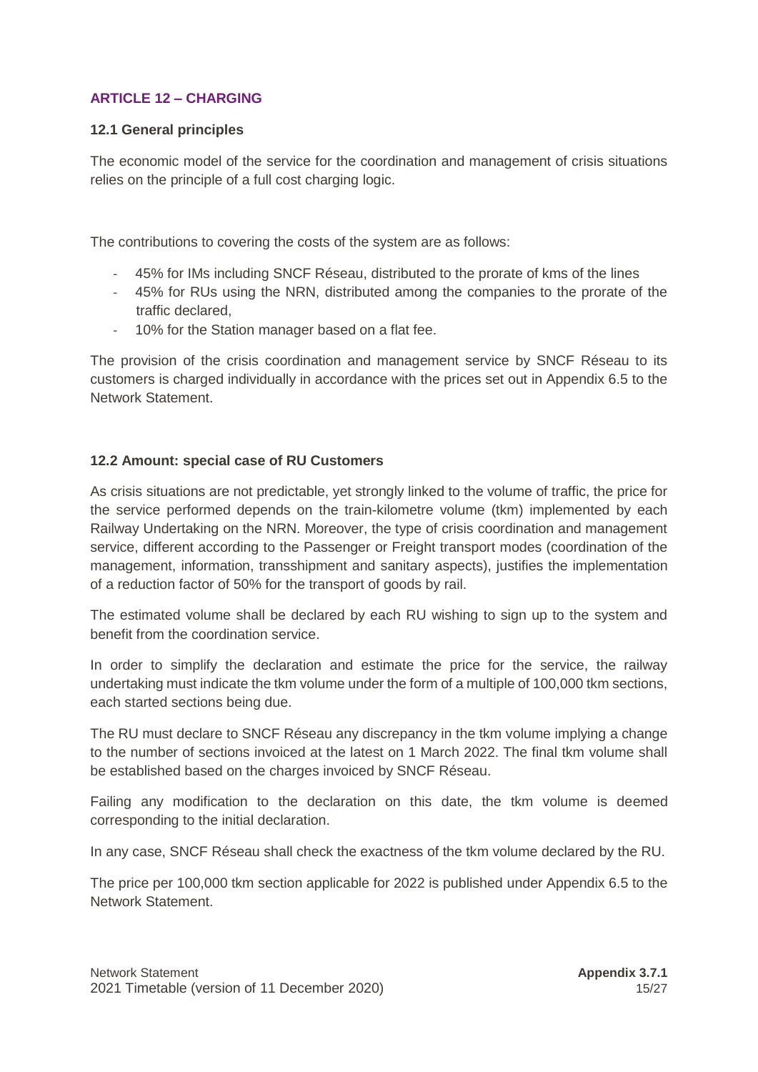## ARTICLE 12 – CHARGING

### 12.1 General principles

The economic model of the service for the coordination and management of crisis situations relies on the principle of a full cost charging logic.

The contributions to covering the costs of the system are as follows:

- 45% for IMs including SNCF Réseau, distributed to the prorate of kms of the lines
- 45% for RUs using the NRN, distributed among the companies to the prorate of the traffic declared,
- 10% for the Station manager based on a flat fee.

The provision of the crisis coordination and management service by SNCF Réseau to its customers is charged individually in accordance with the prices set out in Appendix 6.5 to the Network Statement.

### 12.2 Amount: special case of RU Customers

As crisis situations are not predictable, yet strongly linked to the volume of traffic, the price for the service performed depends on the train-kilometre volume (tkm) implemented by each Railway Undertaking on the NRN. Moreover, the type of crisis coordination and management service, different according to the Passenger or Freight transport modes (coordination of the management, information, transshipment and sanitary aspects), justifies the implementation of a reduction factor of 50% for the transport of goods by rail.

The estimated volume shall be declared by each RU wishing to sign up to the system and benefit from the coordination service.

In order to simplify the declaration and estimate the price for the service, the railway undertaking must indicate the tkm volume under the form of a multiple of 100,000 tkm sections, each started sections being due.

The RU must declare to SNCF Réseau any discrepancy in the tkm volume implying a change to the number of sections invoiced at the latest on 1 March 2022. The final tkm volume shall be established based on the charges invoiced by SNCF Réseau.

Failing any modification to the declaration on this date, the tkm volume is deemed corresponding to the initial declaration.

In any case, SNCF Réseau shall check the exactness of the tkm volume declared by the RU.

The price per 100,000 tkm section applicable for 2022 is published under Appendix 6.5 to the Network Statement.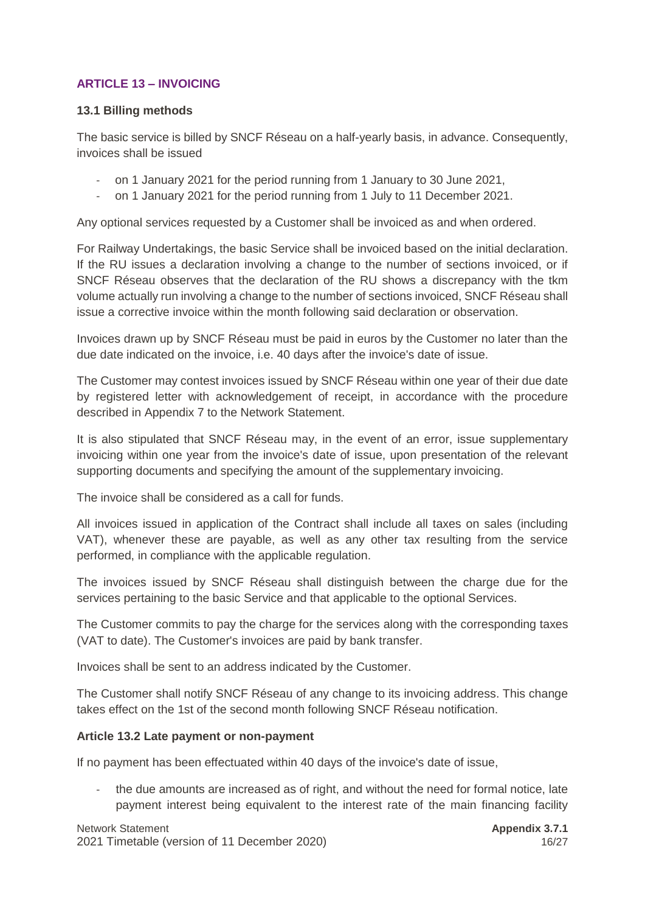## ARTICLE 13 – INVOICING

### 13.1 Billing methods

The basic service is billed by SNCF Réseau on a half-yearly basis, in advance. Consequently, invoices shall be issued

- on 1 January 2021 for the period running from 1 January to 30 June 2021,
- on 1 January 2021 for the period running from 1 July to 11 December 2021.

Any optional services requested by a Customer shall be invoiced as and when ordered.

For Railway Undertakings, the basic Service shall be invoiced based on the initial declaration. If the RU issues a declaration involving a change to the number of sections invoiced, or if SNCF Réseau observes that the declaration of the RU shows a discrepancy with the tkm volume actually run involving a change to the number of sections invoiced, SNCF Réseau shall issue a corrective invoice within the month following said declaration or observation.

Invoices drawn up by SNCF Réseau must be paid in euros by the Customer no later than the due date indicated on the invoice, i.e. 40 days after the invoice's date of issue.

The Customer may contest invoices issued by SNCF Réseau within one year of their due date by registered letter with acknowledgement of receipt, in accordance with the procedure described in Appendix 7 to the Network Statement.

It is also stipulated that SNCF Réseau may, in the event of an error, issue supplementary invoicing within one year from the invoice's date of issue, upon presentation of the relevant supporting documents and specifying the amount of the supplementary invoicing.

The invoice shall be considered as a call for funds.

All invoices issued in application of the Contract shall include all taxes on sales (including VAT), whenever these are payable, as well as any other tax resulting from the service performed, in compliance with the applicable regulation.

The invoices issued by SNCF Réseau shall distinguish between the charge due for the services pertaining to the basic Service and that applicable to the optional Services.

The Customer commits to pay the charge for the services along with the corresponding taxes (VAT to date). The Customer's invoices are paid by bank transfer.

Invoices shall be sent to an address indicated by the Customer.

The Customer shall notify SNCF Réseau of any change to its invoicing address. This change takes effect on the 1st of the second month following SNCF Réseau notification.

### Article 13.2 Late payment or non-payment

If no payment has been effectuated within 40 days of the invoice's date of issue,

- the due amounts are increased as of right, and without the need for formal notice, late payment interest being equivalent to the interest rate of the main financing facility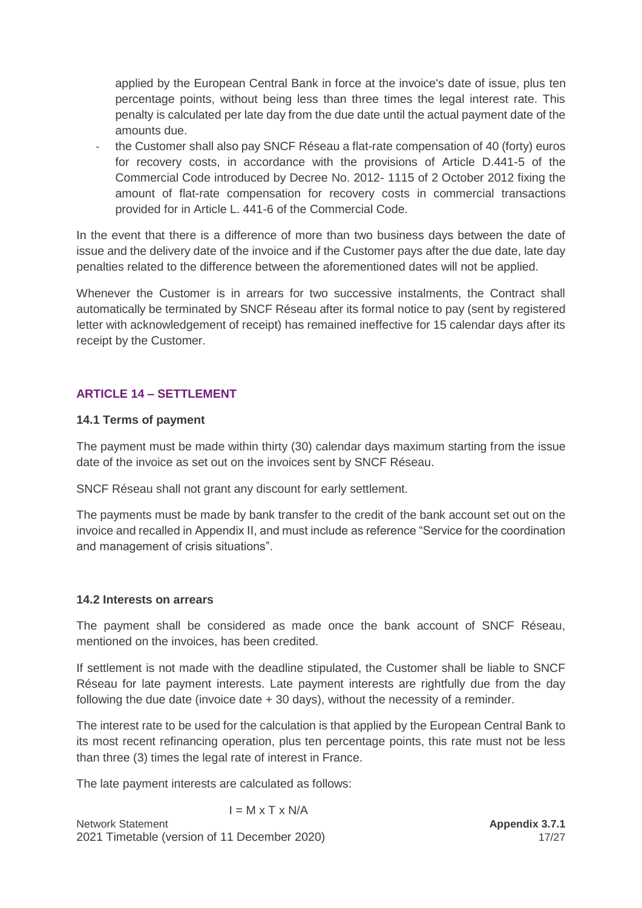applied by the European Central Bank in force at the invoice's date of issue, plus ten percentage points, without being less than three times the legal interest rate. This penalty is calculated per late day from the due date until the actual payment date of the amounts due.

- the Customer shall also pay SNCF Réseau a flat-rate compensation of 40 (forty) euros for recovery costs, in accordance with the provisions of Article D.441-5 of the Commercial Code introduced by Decree No. 2012- 1115 of 2 October 2012 fixing the amount of flat-rate compensation for recovery costs in commercial transactions provided for in Article L. 441-6 of the Commercial Code.

In the event that there is a difference of more than two business days between the date of issue and the delivery date of the invoice and if the Customer pays after the due date, late day penalties related to the difference between the aforementioned dates will not be applied.

Whenever the Customer is in arrears for two successive instalments, the Contract shall automatically be terminated by SNCF Réseau after its formal notice to pay (sent by registered letter with acknowledgement of receipt) has remained ineffective for 15 calendar days after its receipt by the Customer.

## ARTICLE 14 – SETTLEMENT

### 14.1 Terms of payment

The payment must be made within thirty (30) calendar days maximum starting from the issue date of the invoice as set out on the invoices sent by SNCF Réseau.

SNCF Réseau shall not grant any discount for early settlement.

The payments must be made by bank transfer to the credit of the bank account set out on the invoice and recalled in Appendix II, and must include as reference "Service for the coordination and management of crisis situations".

### 14.2 Interests on arrears

The payment shall be considered as made once the bank account of SNCF Réseau, mentioned on the invoices, has been credited.

If settlement is not made with the deadline stipulated, the Customer shall be liable to SNCF Réseau for late payment interests. Late payment interests are rightfully due from the day following the due date (invoice date + 30 days), without the necessity of a reminder.

The interest rate to be used for the calculation is that applied by the European Central Bank to its most recent refinancing operation, plus ten percentage points, this rate must not be less than three (3) times the legal rate of interest in France.

The late payment interests are calculated as follows:

$$I = M \times T \times N/A$$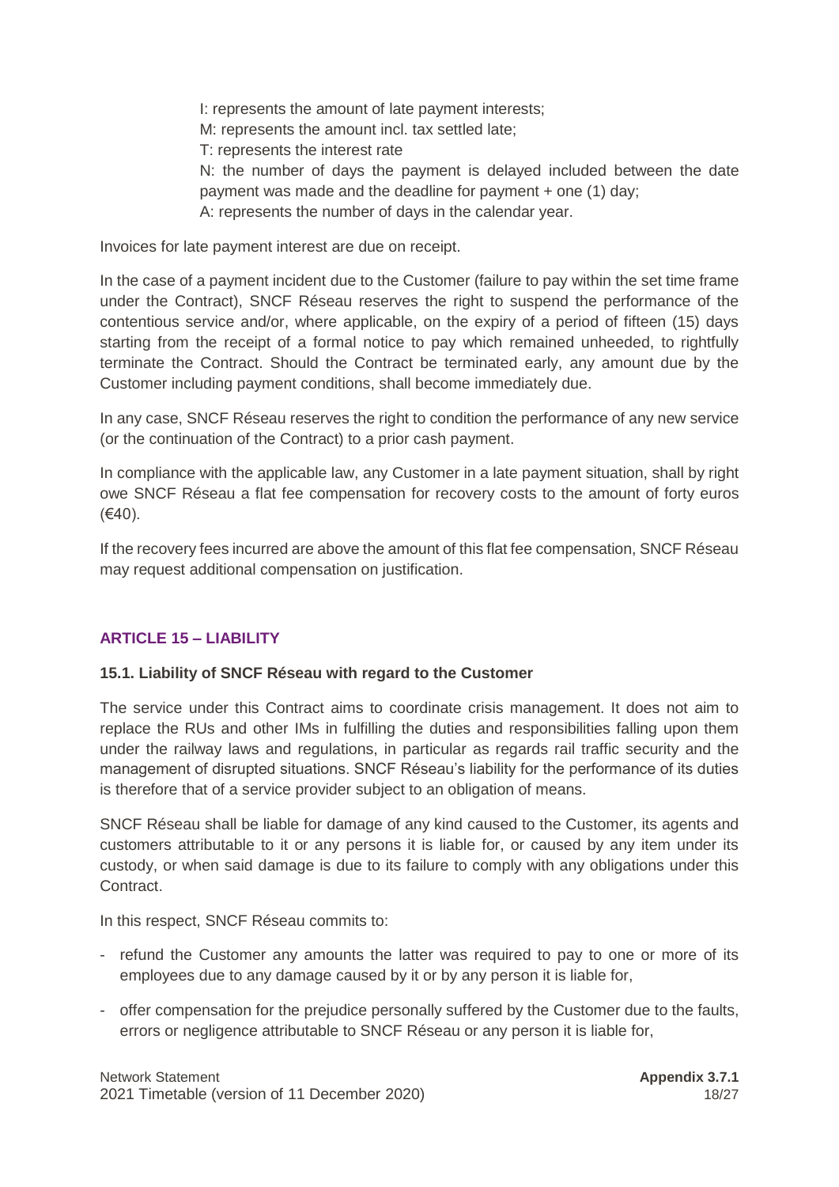I: represents the amount of late payment interests;
M: represents the amount incl. tax settled late;
T: represents the interest rate
N: the number of days the payment is delayed included between the date payment was made and the deadline for payment + one (1) day;
A: represents the number of days in the calendar year.

Invoices for late payment interest are due on receipt.

In the case of a payment incident due to the Customer (failure to pay within the set time frame under the Contract), SNCF Réseau reserves the right to suspend the performance of the contentious service and/or, where applicable, on the expiry of a period of fifteen (15) days starting from the receipt of a formal notice to pay which remained unheeded, to rightfully terminate the Contract. Should the Contract be terminated early, any amount due by the Customer including payment conditions, shall become immediately due.

In any case, SNCF Réseau reserves the right to condition the performance of any new service (or the continuation of the Contract) to a prior cash payment.

In compliance with the applicable law, any Customer in a late payment situation, shall by right owe SNCF Réseau a flat fee compensation for recovery costs to the amount of forty euros (€40).

If the recovery fees incurred are above the amount of this flat fee compensation, SNCF Réseau may request additional compensation on justification.

## ARTICLE 15 – LIABILITY

### 15.1. Liability of SNCF Réseau with regard to the Customer

The service under this Contract aims to coordinate crisis management. It does not aim to replace the RUs and other IMs in fulfilling the duties and responsibilities falling upon them under the railway laws and regulations, in particular as regards rail traffic security and the management of disrupted situations. SNCF Réseau's liability for the performance of its duties is therefore that of a service provider subject to an obligation of means.

SNCF Réseau shall be liable for damage of any kind caused to the Customer, its agents and customers attributable to it or any persons it is liable for, or caused by any item under its custody, or when said damage is due to its failure to comply with any obligations under this Contract.

In this respect, SNCF Réseau commits to:

- refund the Customer any amounts the latter was required to pay to one or more of its employees due to any damage caused by it or by any person it is liable for,
- offer compensation for the prejudice personally suffered by the Customer due to the faults, errors or negligence attributable to SNCF Réseau or any person it is liable for,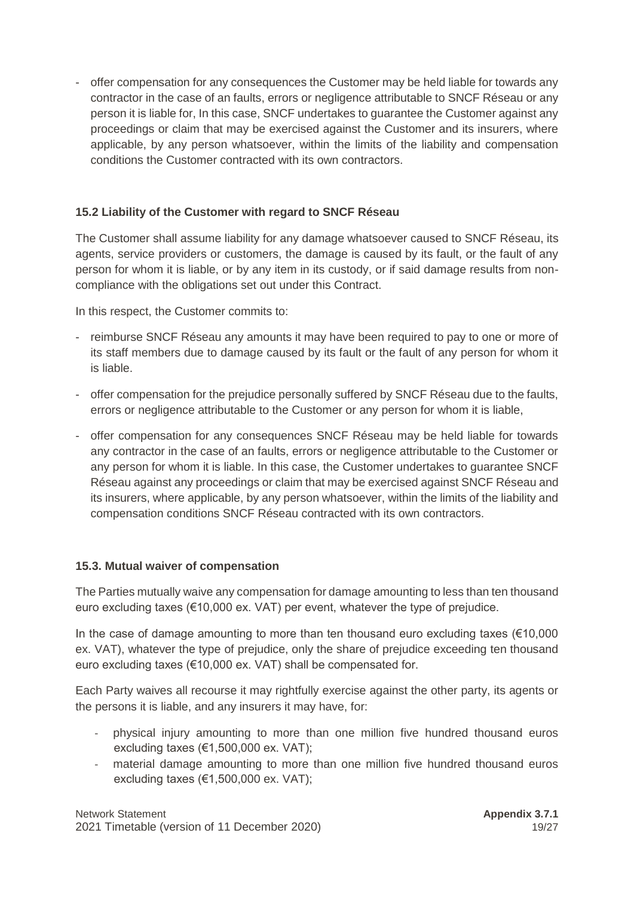- offer compensation for any consequences the Customer may be held liable for towards any contractor in the case of an faults, errors or negligence attributable to SNCF Réseau or any person it is liable for, In this case, SNCF undertakes to guarantee the Customer against any proceedings or claim that may be exercised against the Customer and its insurers, where applicable, by any person whatsoever, within the limits of the liability and compensation conditions the Customer contracted with its own contractors.

### 15.2 Liability of the Customer with regard to SNCF Réseau

The Customer shall assume liability for any damage whatsoever caused to SNCF Réseau, its agents, service providers or customers, the damage is caused by its fault, or the fault of any person for whom it is liable, or by any item in its custody, or if said damage results from non-compliance with the obligations set out under this Contract.

In this respect, the Customer commits to:

- reimburse SNCF Réseau any amounts it may have been required to pay to one or more of its staff members due to damage caused by its fault or the fault of any person for whom it is liable.
- offer compensation for the prejudice personally suffered by SNCF Réseau due to the faults, errors or negligence attributable to the Customer or any person for whom it is liable,
- offer compensation for any consequences SNCF Réseau may be held liable for towards any contractor in the case of an faults, errors or negligence attributable to the Customer or any person for whom it is liable. In this case, the Customer undertakes to guarantee SNCF Réseau against any proceedings or claim that may be exercised against SNCF Réseau and its insurers, where applicable, by any person whatsoever, within the limits of the liability and compensation conditions SNCF Réseau contracted with its own contractors.

### 15.3. Mutual waiver of compensation

The Parties mutually waive any compensation for damage amounting to less than ten thousand euro excluding taxes (€10,000 ex. VAT) per event, whatever the type of prejudice.

In the case of damage amounting to more than ten thousand euro excluding taxes (€10,000 ex. VAT), whatever the type of prejudice, only the share of prejudice exceeding ten thousand euro excluding taxes (€10,000 ex. VAT) shall be compensated for.

Each Party waives all recourse it may rightfully exercise against the other party, its agents or the persons it is liable, and any insurers it may have, for:

- physical injury amounting to more than one million five hundred thousand euros excluding taxes (€1,500,000 ex. VAT);
- material damage amounting to more than one million five hundred thousand euros excluding taxes (€1,500,000 ex. VAT);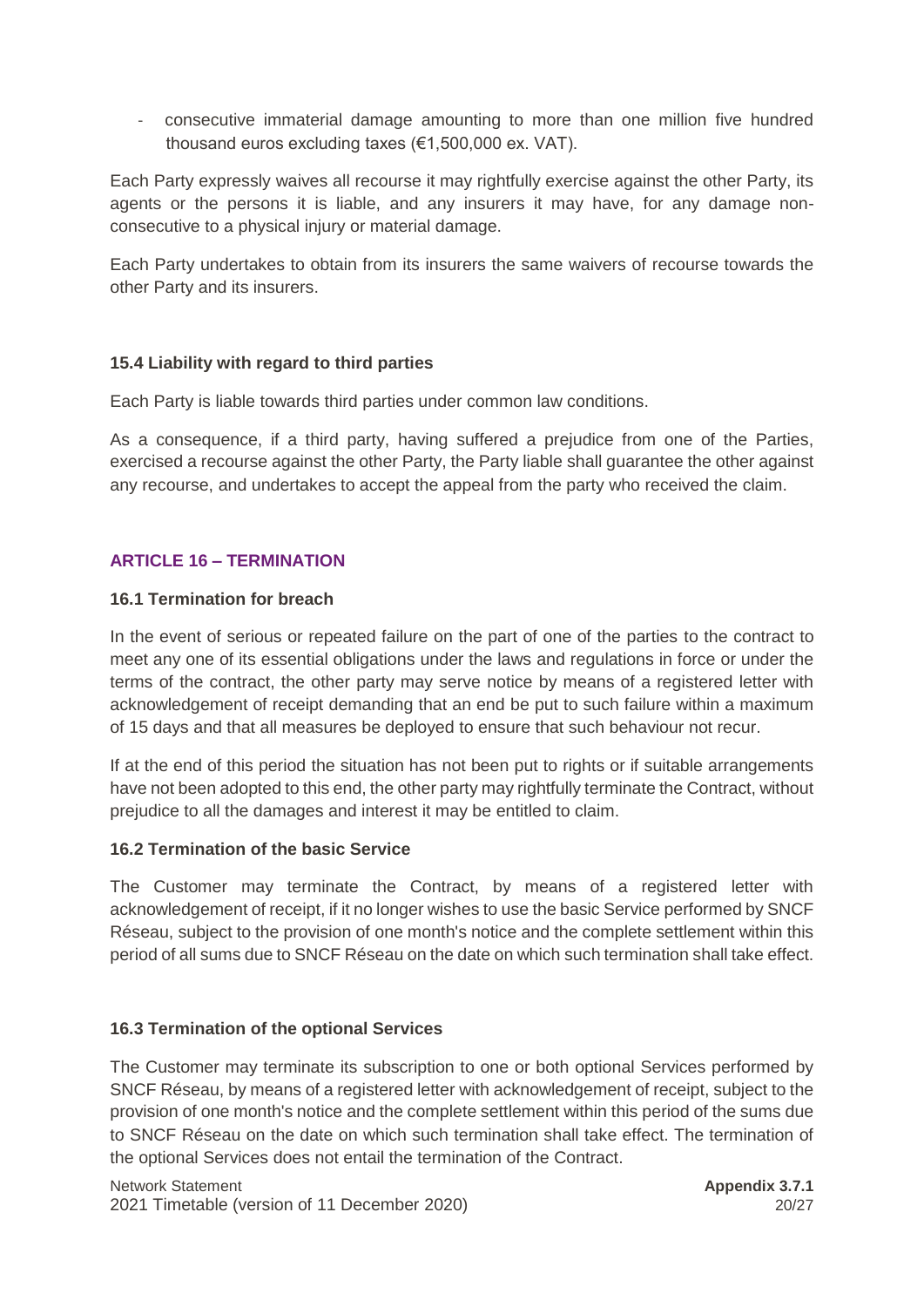- consecutive immaterial damage amounting to more than one million five hundred thousand euros excluding taxes (€1,500,000 ex. VAT).

Each Party expressly waives all recourse it may rightfully exercise against the other Party, its agents or the persons it is liable, and any insurers it may have, for any damage non-consecutive to a physical injury or material damage.

Each Party undertakes to obtain from its insurers the same waivers of recourse towards the other Party and its insurers.

### 15.4 Liability with regard to third parties

Each Party is liable towards third parties under common law conditions.

As a consequence, if a third party, having suffered a prejudice from one of the Parties, exercised a recourse against the other Party, the Party liable shall guarantee the other against any recourse, and undertakes to accept the appeal from the party who received the claim.

## ARTICLE 16 – TERMINATION

### 16.1 Termination for breach

In the event of serious or repeated failure on the part of one of the parties to the contract to meet any one of its essential obligations under the laws and regulations in force or under the terms of the contract, the other party may serve notice by means of a registered letter with acknowledgement of receipt demanding that an end be put to such failure within a maximum of 15 days and that all measures be deployed to ensure that such behaviour not recur.

If at the end of this period the situation has not been put to rights or if suitable arrangements have not been adopted to this end, the other party may rightfully terminate the Contract, without prejudice to all the damages and interest it may be entitled to claim.

### 16.2 Termination of the basic Service

The Customer may terminate the Contract, by means of a registered letter with acknowledgement of receipt, if it no longer wishes to use the basic Service performed by SNCF Réseau, subject to the provision of one month's notice and the complete settlement within this period of all sums due to SNCF Réseau on the date on which such termination shall take effect.

### 16.3 Termination of the optional Services

The Customer may terminate its subscription to one or both optional Services performed by SNCF Réseau, by means of a registered letter with acknowledgement of receipt, subject to the provision of one month's notice and the complete settlement within this period of the sums due to SNCF Réseau on the date on which such termination shall take effect. The termination of the optional Services does not entail the termination of the Contract.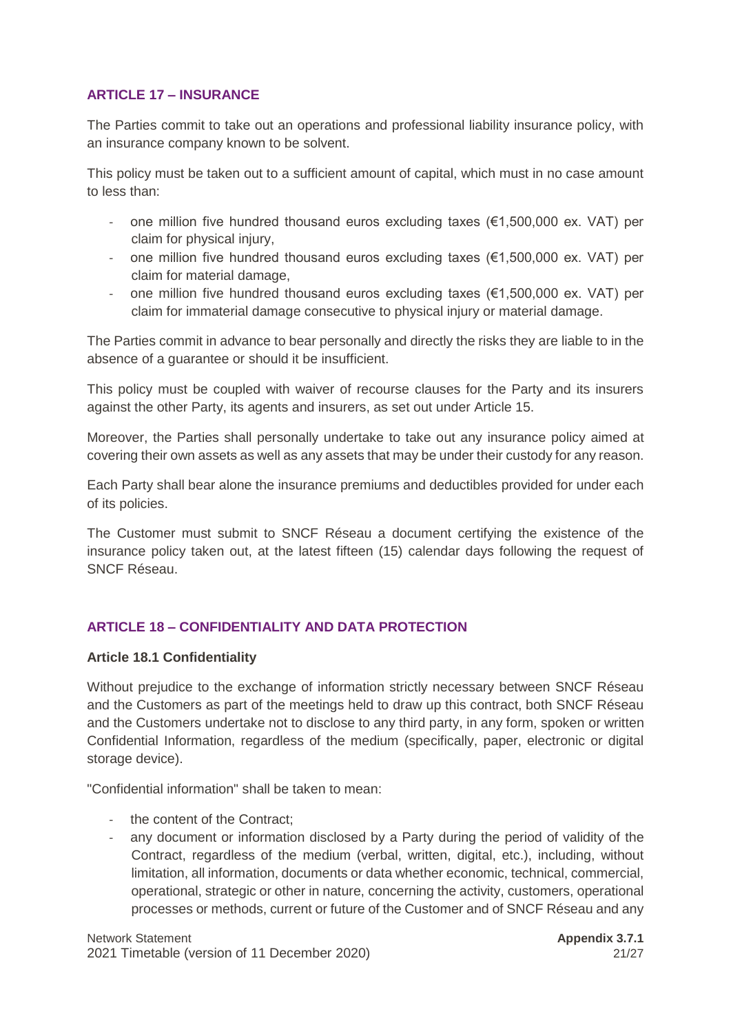## ARTICLE 17 – INSURANCE

The Parties commit to take out an operations and professional liability insurance policy, with an insurance company known to be solvent.

This policy must be taken out to a sufficient amount of capital, which must in no case amount to less than:

- one million five hundred thousand euros excluding taxes (€1,500,000 ex. VAT) per claim for physical injury,
- one million five hundred thousand euros excluding taxes (€1,500,000 ex. VAT) per claim for material damage,
- one million five hundred thousand euros excluding taxes (€1,500,000 ex. VAT) per claim for immaterial damage consecutive to physical injury or material damage.

The Parties commit in advance to bear personally and directly the risks they are liable to in the absence of a guarantee or should it be insufficient.

This policy must be coupled with waiver of recourse clauses for the Party and its insurers against the other Party, its agents and insurers, as set out under Article 15.

Moreover, the Parties shall personally undertake to take out any insurance policy aimed at covering their own assets as well as any assets that may be under their custody for any reason.

Each Party shall bear alone the insurance premiums and deductibles provided for under each of its policies.

The Customer must submit to SNCF Réseau a document certifying the existence of the insurance policy taken out, at the latest fifteen (15) calendar days following the request of SNCF Réseau.

## ARTICLE 18 – CONFIDENTIALITY AND DATA PROTECTION

### Article 18.1 Confidentiality

Without prejudice to the exchange of information strictly necessary between SNCF Réseau and the Customers as part of the meetings held to draw up this contract, both SNCF Réseau and the Customers undertake not to disclose to any third party, in any form, spoken or written Confidential Information, regardless of the medium (specifically, paper, electronic or digital storage device).

"Confidential information" shall be taken to mean:

- the content of the Contract;
- any document or information disclosed by a Party during the period of validity of the Contract, regardless of the medium (verbal, written, digital, etc.), including, without limitation, all information, documents or data whether economic, technical, commercial, operational, strategic or other in nature, concerning the activity, customers, operational processes or methods, current or future of the Customer and of SNCF Réseau and any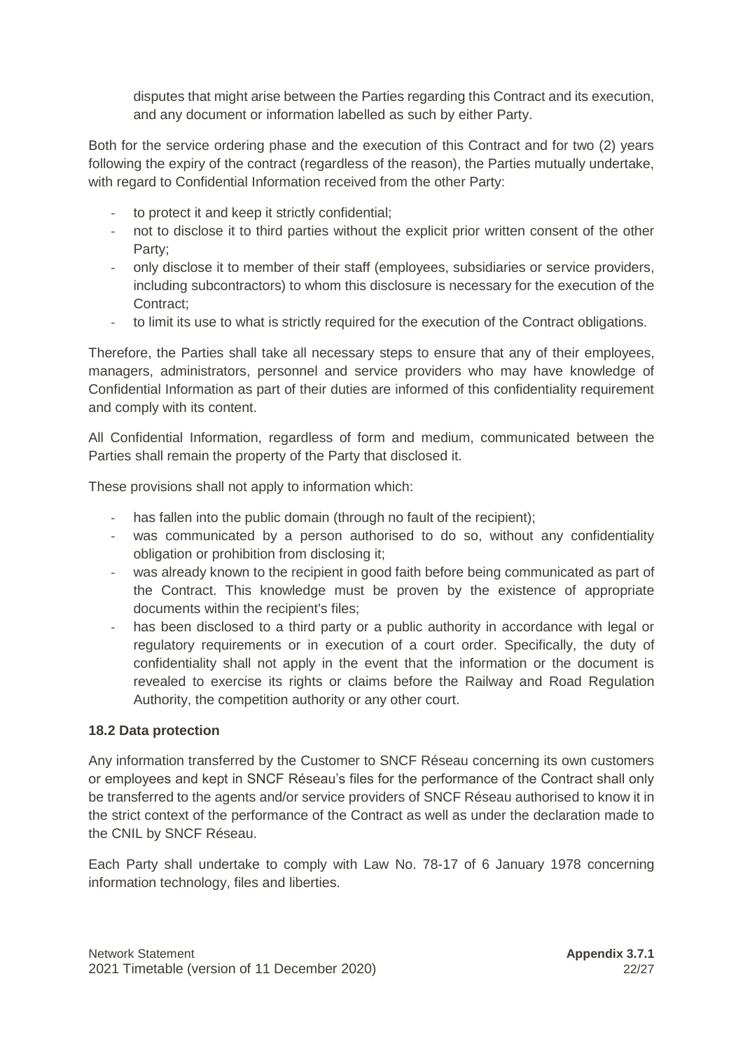disputes that might arise between the Parties regarding this Contract and its execution, and any document or information labelled as such by either Party.

Both for the service ordering phase and the execution of this Contract and for two (2) years following the expiry of the contract (regardless of the reason), the Parties mutually undertake, with regard to Confidential Information received from the other Party:

- to protect it and keep it strictly confidential;
- not to disclose it to third parties without the explicit prior written consent of the other Party;
- only disclose it to member of their staff (employees, subsidiaries or service providers, including subcontractors) to whom this disclosure is necessary for the execution of the Contract;
- to limit its use to what is strictly required for the execution of the Contract obligations.

Therefore, the Parties shall take all necessary steps to ensure that any of their employees, managers, administrators, personnel and service providers who may have knowledge of Confidential Information as part of their duties are informed of this confidentiality requirement and comply with its content.

All Confidential Information, regardless of form and medium, communicated between the Parties shall remain the property of the Party that disclosed it.

These provisions shall not apply to information which:

- has fallen into the public domain (through no fault of the recipient);
- was communicated by a person authorised to do so, without any confidentiality obligation or prohibition from disclosing it;
- was already known to the recipient in good faith before being communicated as part of the Contract. This knowledge must be proven by the existence of appropriate documents within the recipient's files;
- has been disclosed to a third party or a public authority in accordance with legal or regulatory requirements or in execution of a court order. Specifically, the duty of confidentiality shall not apply in the event that the information or the document is revealed to exercise its rights or claims before the Railway and Road Regulation Authority, the competition authority or any other court.

**18.2 Data protection**

Any information transferred by the Customer to SNCF Réseau concerning its own customers or employees and kept in SNCF Réseau's files for the performance of the Contract shall only be transferred to the agents and/or service providers of SNCF Réseau authorised to know it in the strict context of the performance of the Contract as well as under the declaration made to the CNIL by SNCF Réseau.

Each Party shall undertake to comply with Law No. 78-17 of 6 January 1978 concerning information technology, files and liberties.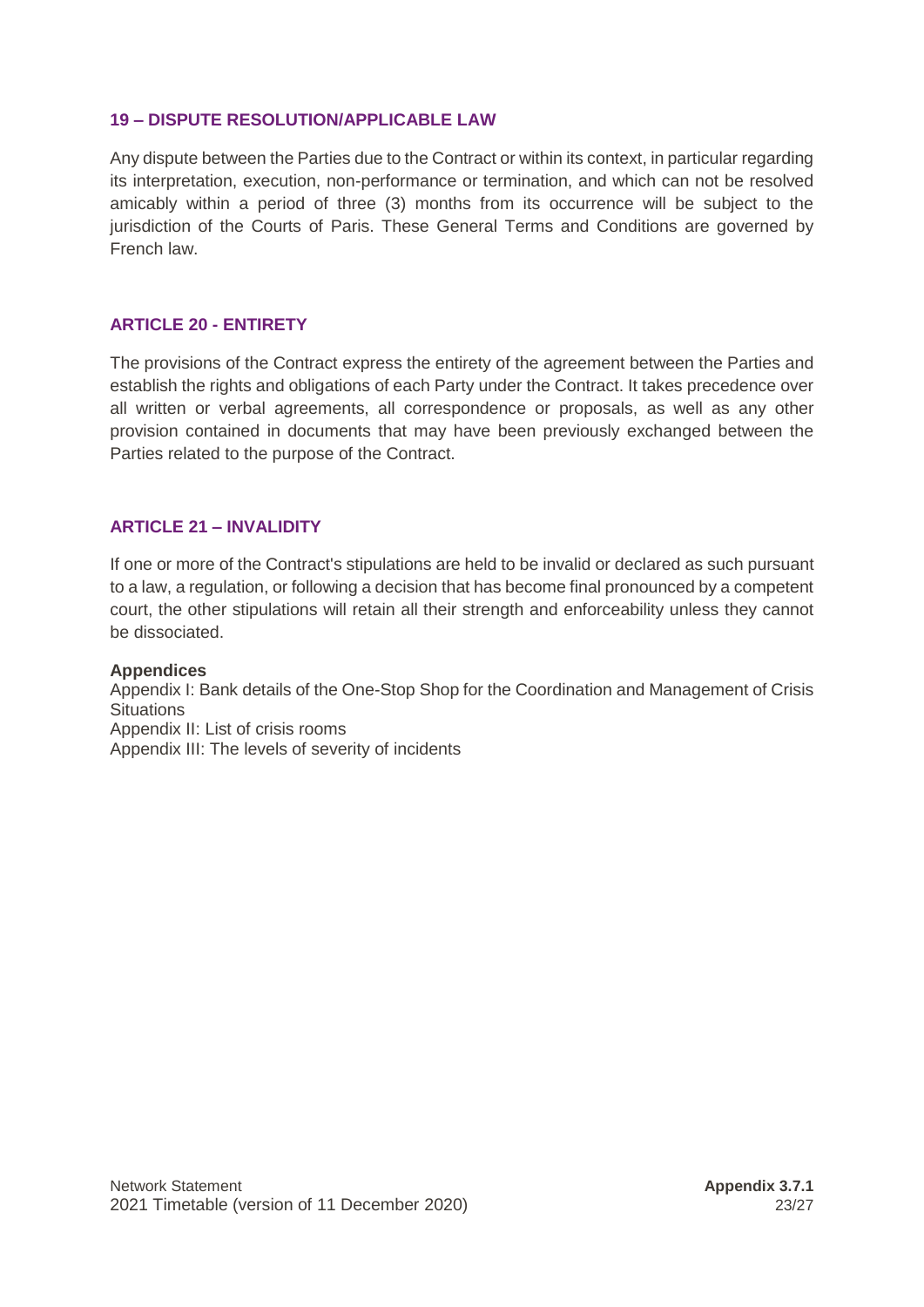## 19 – DISPUTE RESOLUTION/APPLICABLE LAW

Any dispute between the Parties due to the Contract or within its context, in particular regarding its interpretation, execution, non-performance or termination, and which can not be resolved amicably within a period of three (3) months from its occurrence will be subject to the jurisdiction of the Courts of Paris. These General Terms and Conditions are governed by French law.

## ARTICLE 20 - ENTIRETY

The provisions of the Contract express the entirety of the agreement between the Parties and establish the rights and obligations of each Party under the Contract. It takes precedence over all written or verbal agreements, all correspondence or proposals, as well as any other provision contained in documents that may have been previously exchanged between the Parties related to the purpose of the Contract.

## ARTICLE 21 – INVALIDITY

If one or more of the Contract's stipulations are held to be invalid or declared as such pursuant to a law, a regulation, or following a decision that has become final pronounced by a competent court, the other stipulations will retain all their strength and enforceability unless they cannot be dissociated.

**Appendices**

Appendix I: Bank details of the One-Stop Shop for the Coordination and Management of Crisis Situations
Appendix II: List of crisis rooms
Appendix III: The levels of severity of incidents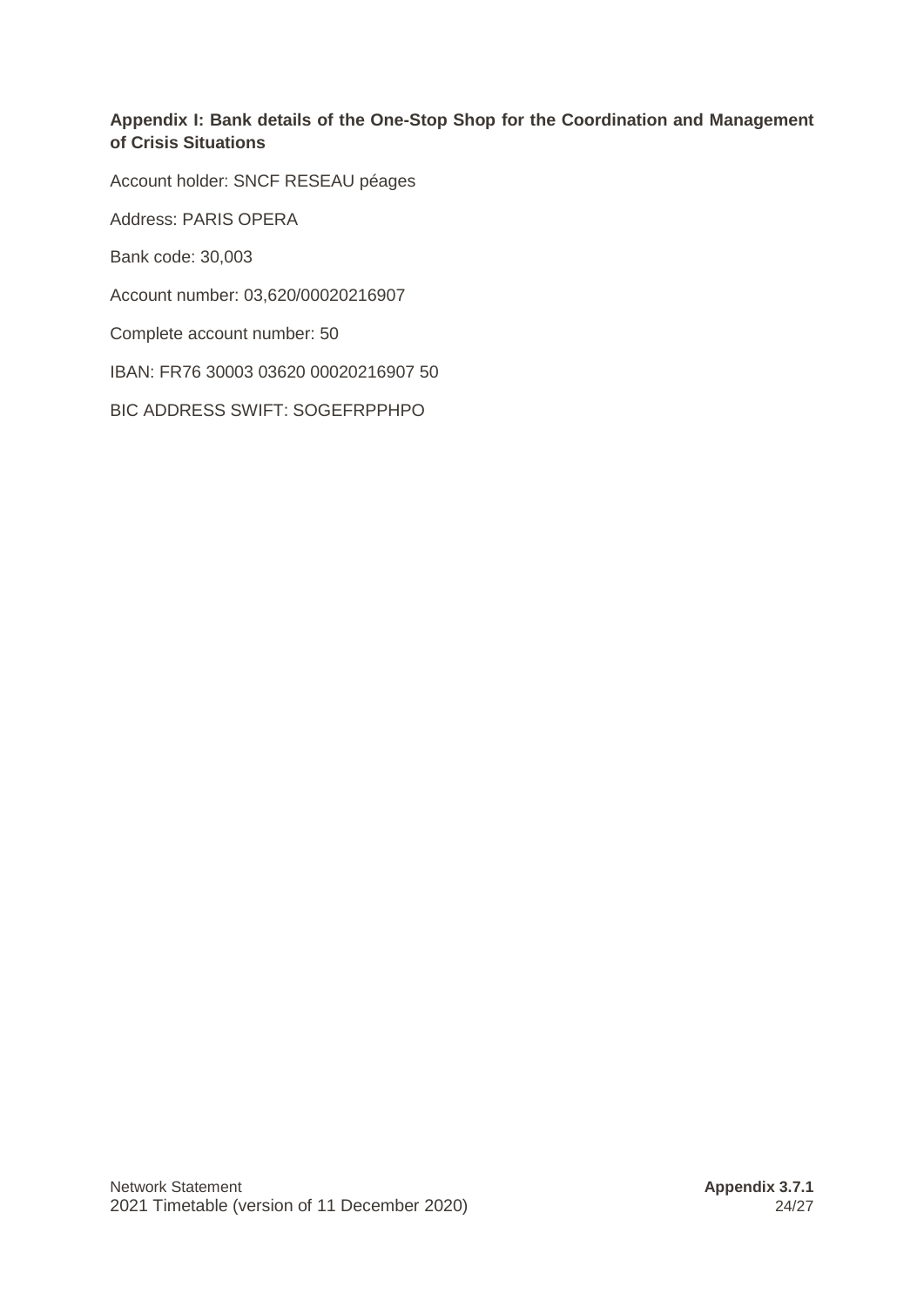## Appendix I: Bank details of the One-Stop Shop for the Coordination and Management of Crisis Situations

Account holder: SNCF RESEAU péages

Address: PARIS OPERA

Bank code: 30,003

Account number: 03,620/00020216907

Complete account number: 50

IBAN: FR76 30003 03620 00020216907 50

BIC ADDRESS SWIFT: SOGEFRPPHPO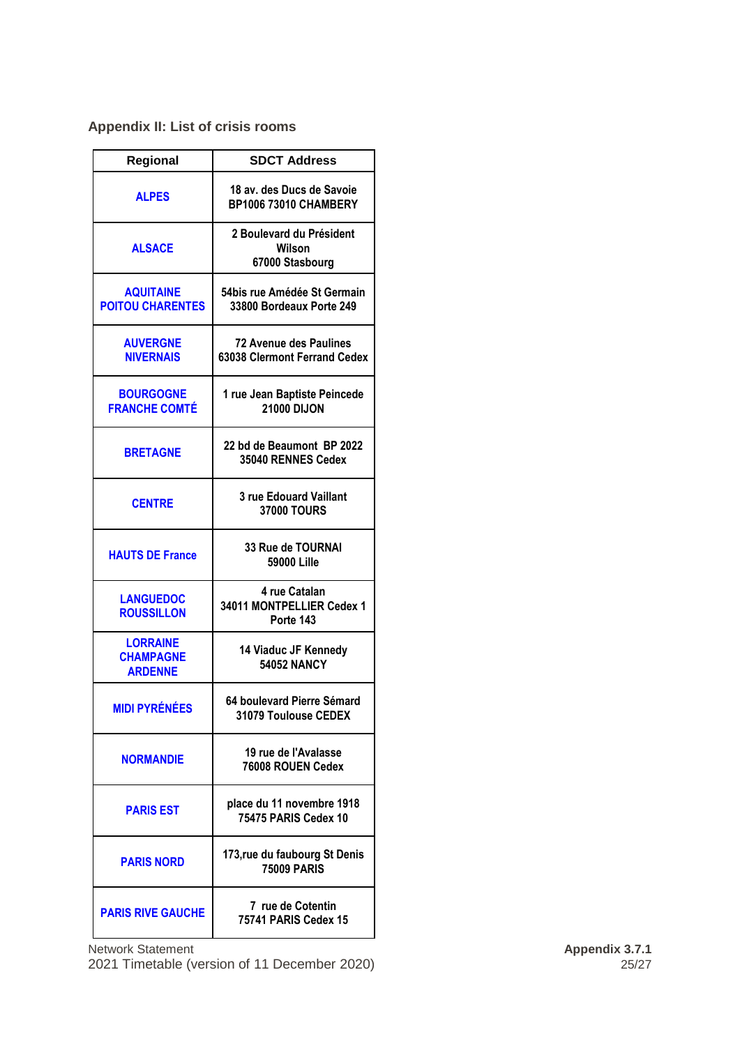## Appendix II: List of crisis rooms

| Regional | SDCT Address |
|---|---|
| ALPES | 18 av. des Ducs de Savoie BP1006 73010 CHAMBERY |
| ALSACE | 2 Boulevard du Président Wilson 67000 Stasbourg |
| AQUITAINE POITOU CHARENTES | 54bis rue Amédée St Germain 33800 Bordeaux Porte 249 |
| AUVERGNE NIVERNAIS | 72 Avenue des Paulines 63038 Clermont Ferrand Cedex |
| BOURGOGNE FRANCHE COMTÉ | 1 rue Jean Baptiste Peincede 21000 DIJON |
| BRETAGNE | 22 bd de Beaumont BP 2022 35040 RENNES Cedex |
| CENTRE | 3 rue Edouard Vaillant 37000 TOURS |
| HAUTS DE France | 33 Rue de TOURNAI 59000 Lille |
| LANGUEDOC ROUSSILLON | 4 rue Catalan 34011 MONTPELLIER Cedex 1 Porte 143 |
| LORRAINE CHAMPAGNE ARDENNE | 14 Viaduc JF Kennedy 54052 NANCY |
| MIDI PYRÉNÉES | 64 boulevard Pierre Sémard 31079 Toulouse CEDEX |
| NORMANDIE | 19 rue de l'Avalasse 76008 ROUEN Cedex |
| PARIS EST | place du 11 novembre 1918 75475 PARIS Cedex 10 |
| PARIS NORD | 173,rue du faubourg St Denis 75009 PARIS |
| PARIS RIVE GAUCHE | 7 rue de Cotentin 75741 PARIS Cedex 15 |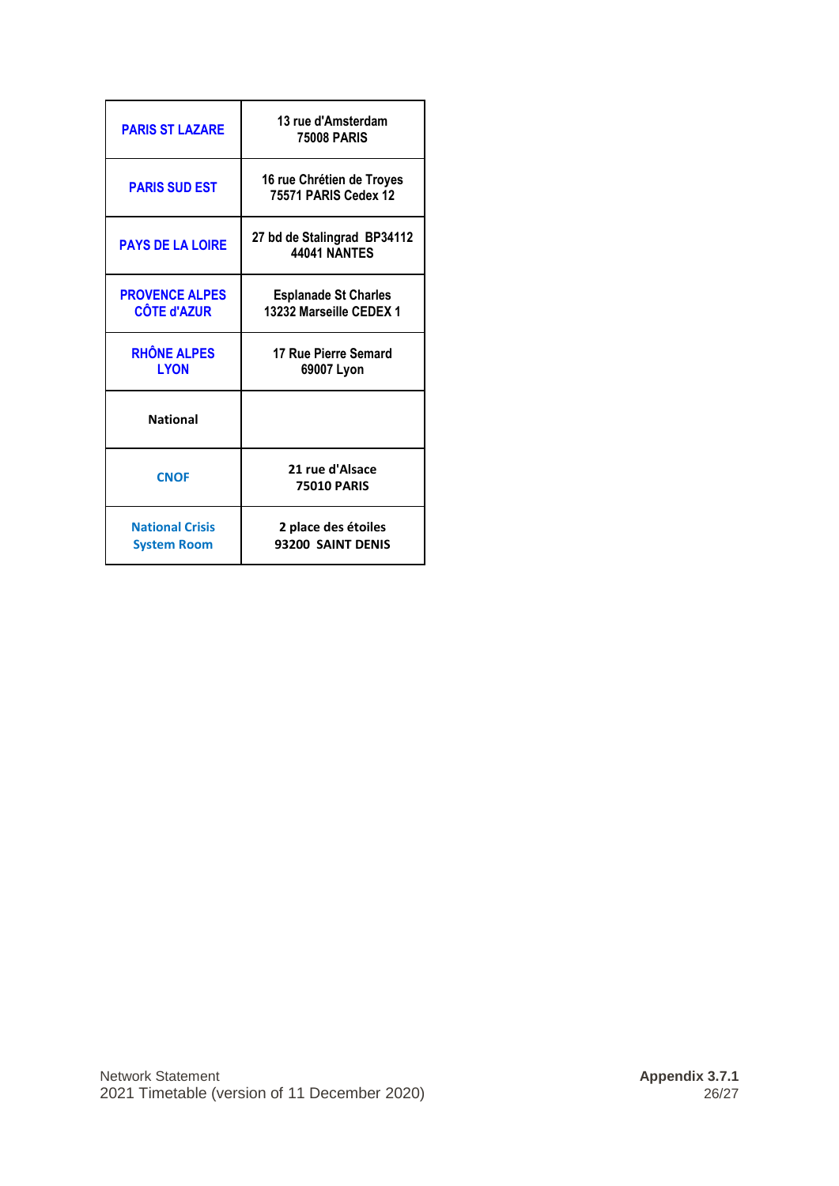| | |
|---|---|
| PARIS ST LAZARE | 13 rue d'Amsterdam<br>75008 PARIS |
| PARIS SUD EST | 16 rue Chrétien de Troyes<br>75571 PARIS Cedex 12 |
| PAYS DE LA LOIRE | 27 bd de Stalingrad BP34112<br>44041 NANTES |
| PROVENCE ALPES CÔTE d'AZUR | Esplanade St Charles<br>13232 Marseille CEDEX 1 |
| RHÔNE ALPES LYON | 17 Rue Pierre Semard<br>69007 Lyon |
| **National** | |
| CNOF | 21 rue d'Alsace<br>75010 PARIS |
| National Crisis System Room | 2 place des étoiles<br>93200 SAINT DENIS |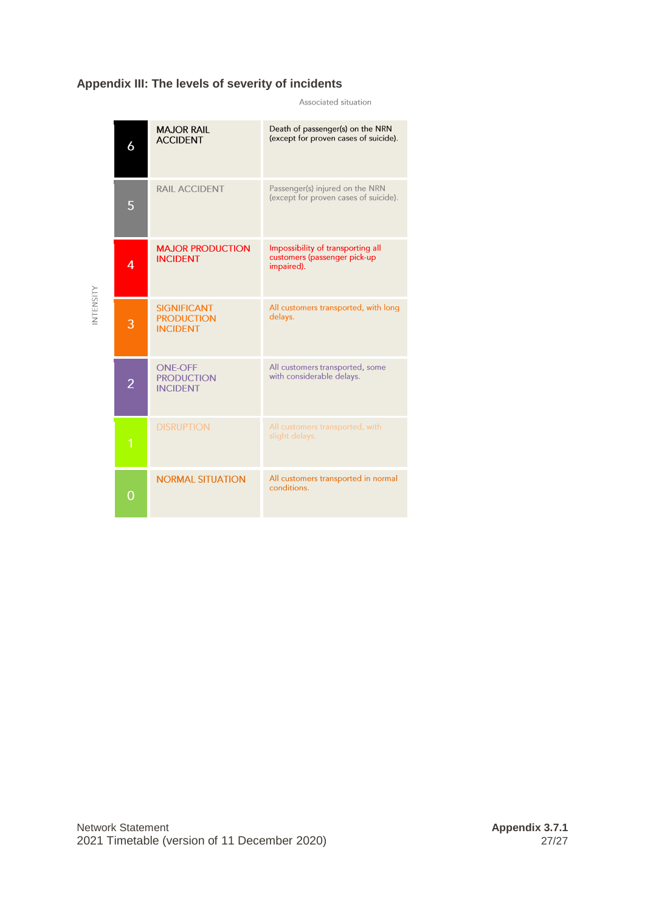## Appendix III: The levels of severity of incidents

| Intensity | Level | Associated situation |
|---|---|---|
| 6 | MAJOR RAIL ACCIDENT | Death of passenger(s) on the NRN (except for proven cases of suicide). |
| 5 | RAIL ACCIDENT | Passenger(s) injured on the NRN (except for proven cases of suicide). |
| 4 | MAJOR PRODUCTION INCIDENT | Impossibility of transporting all customers (passenger pick-up impaired). |
| 3 | SIGNIFICANT PRODUCTION INCIDENT | All customers transported, with long delays. |
| 2 | ONE-OFF PRODUCTION INCIDENT | All customers transported, some with considerable delays. |
| 1 | DISRUPTION | All customers transported, with slight delays. |
| 0 | NORMAL SITUATION | All customers transported in normal conditions. |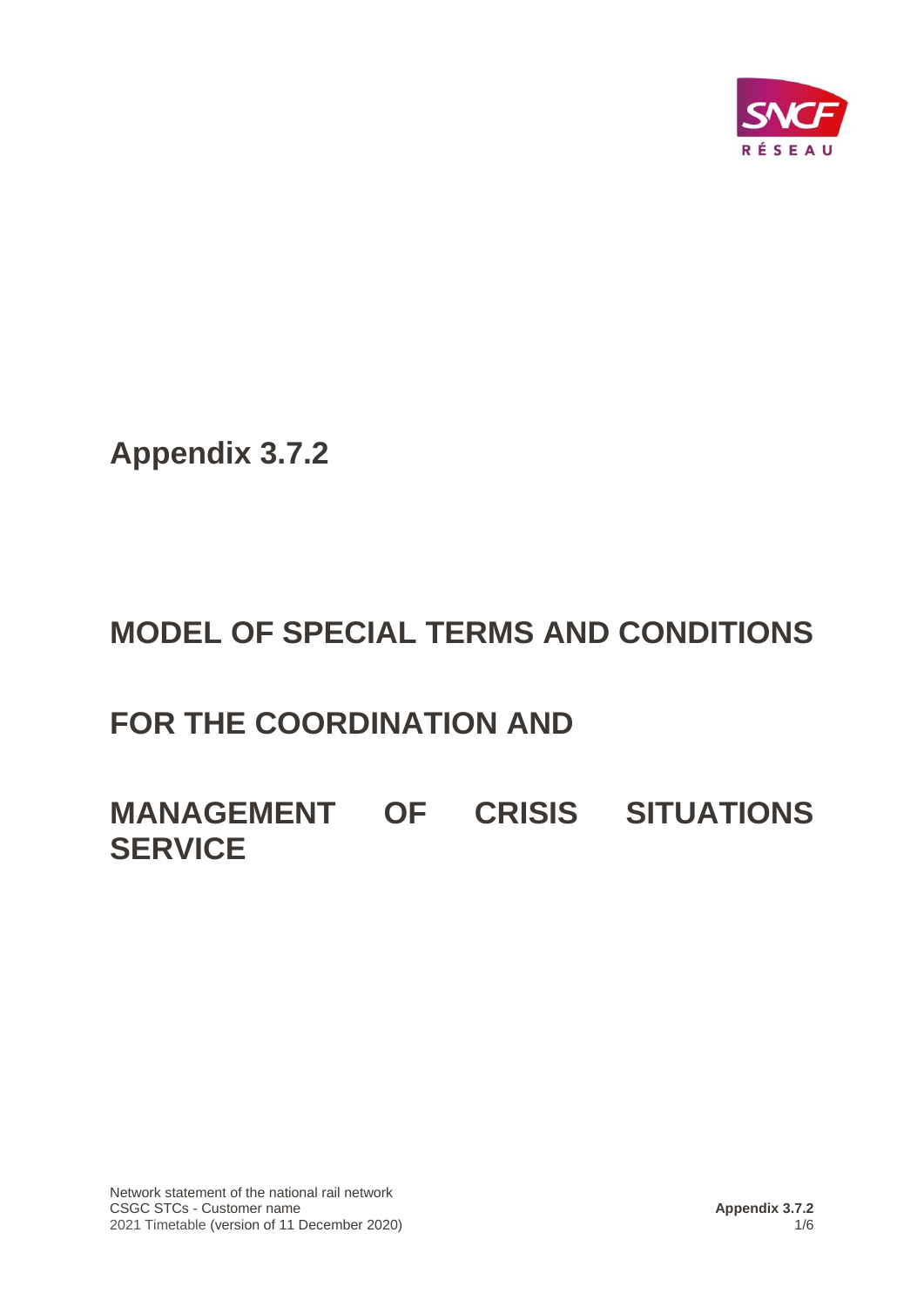# Appendix 3.7.2

# MODEL OF SPECIAL TERMS AND CONDITIONS

# FOR THE COORDINATION AND

# MANAGEMENT OF CRISIS SITUATIONS SERVICE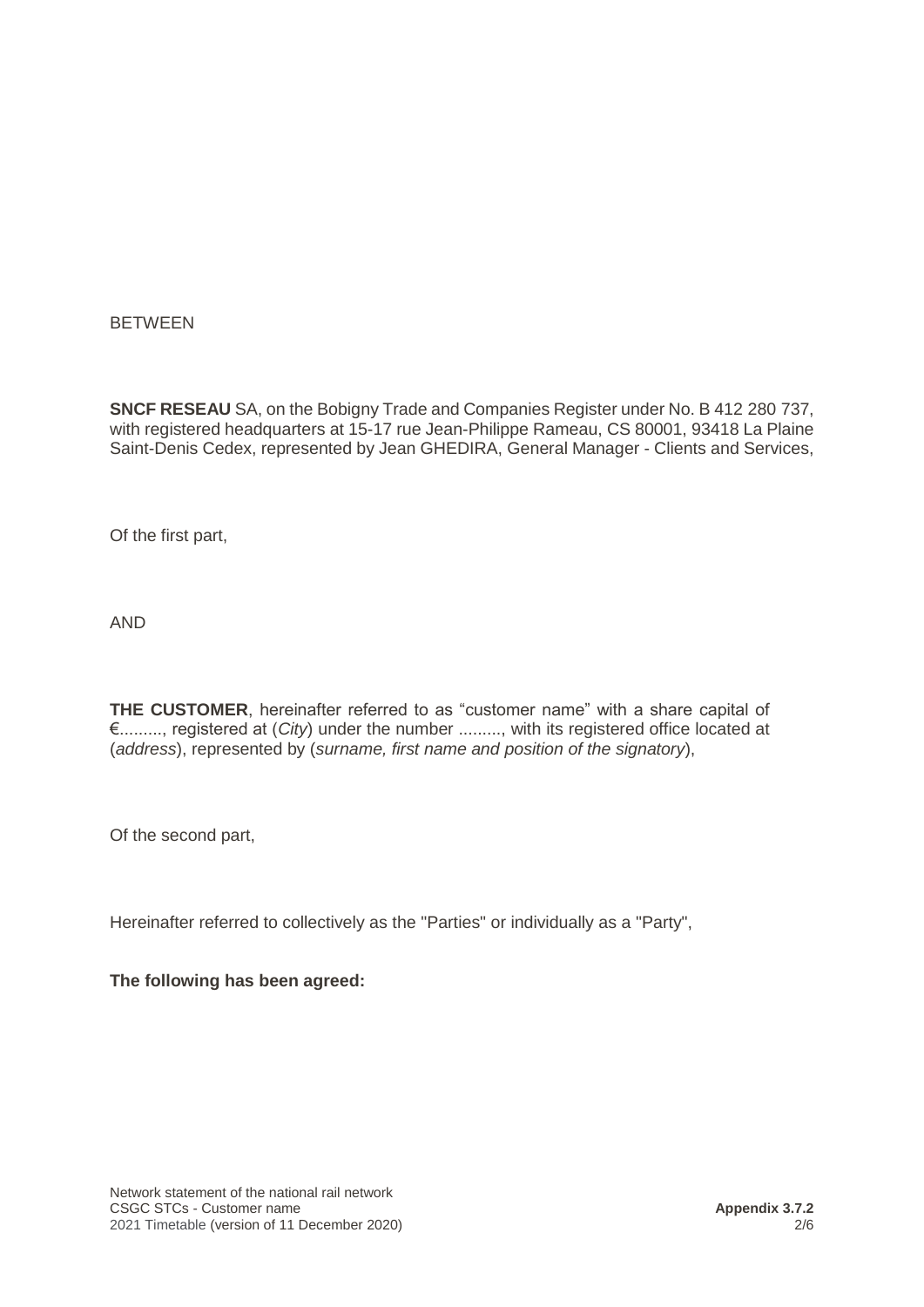BETWEEN

**SNCF RESEAU** SA, on the Bobigny Trade and Companies Register under No. B 412 280 737, with registered headquarters at 15-17 rue Jean-Philippe Rameau, CS 80001, 93418 La Plaine Saint-Denis Cedex, represented by Jean GHEDIRA, General Manager - Clients and Services,

Of the first part,

AND

**THE CUSTOMER**, hereinafter referred to as “customer name” with a share capital of €........., registered at (*City*) under the number ........., with its registered office located at (*address*), represented by (*surname, first name and position of the signatory*),

Of the second part,

Hereinafter referred to collectively as the "Parties" or individually as a "Party",

**The following has been agreed:**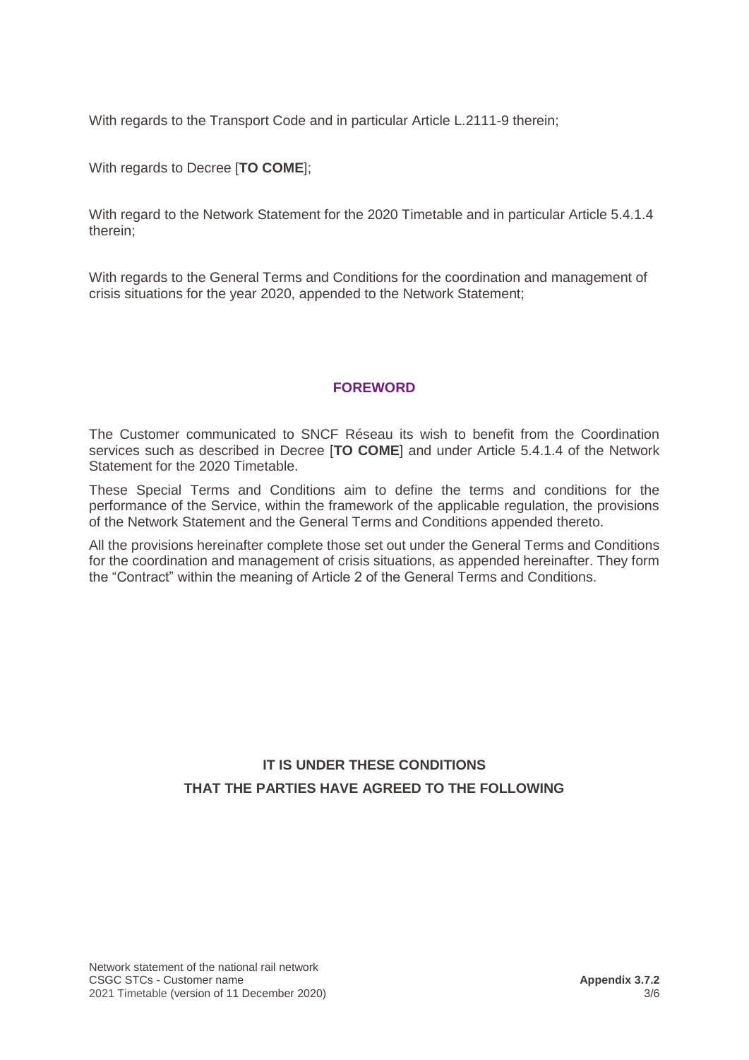With regards to the Transport Code and in particular Article L.2111-9 therein;

With regards to Decree [**TO COME**];

With regard to the Network Statement for the 2020 Timetable and in particular Article 5.4.1.4 therein;

With regards to the General Terms and Conditions for the coordination and management of crisis situations for the year 2020, appended to the Network Statement;

## FOREWORD

The Customer communicated to SNCF Réseau its wish to benefit from the Coordination services such as described in Decree [**TO COME**] and under Article 5.4.1.4 of the Network Statement for the 2020 Timetable.

These Special Terms and Conditions aim to define the terms and conditions for the performance of the Service, within the framework of the applicable regulation, the provisions of the Network Statement and the General Terms and Conditions appended thereto.

All the provisions hereinafter complete those set out under the General Terms and Conditions for the coordination and management of crisis situations, as appended hereinafter. They form the "Contract" within the meaning of Article 2 of the General Terms and Conditions.

**IT IS UNDER THESE CONDITIONS**
**THAT THE PARTIES HAVE AGREED TO THE FOLLOWING**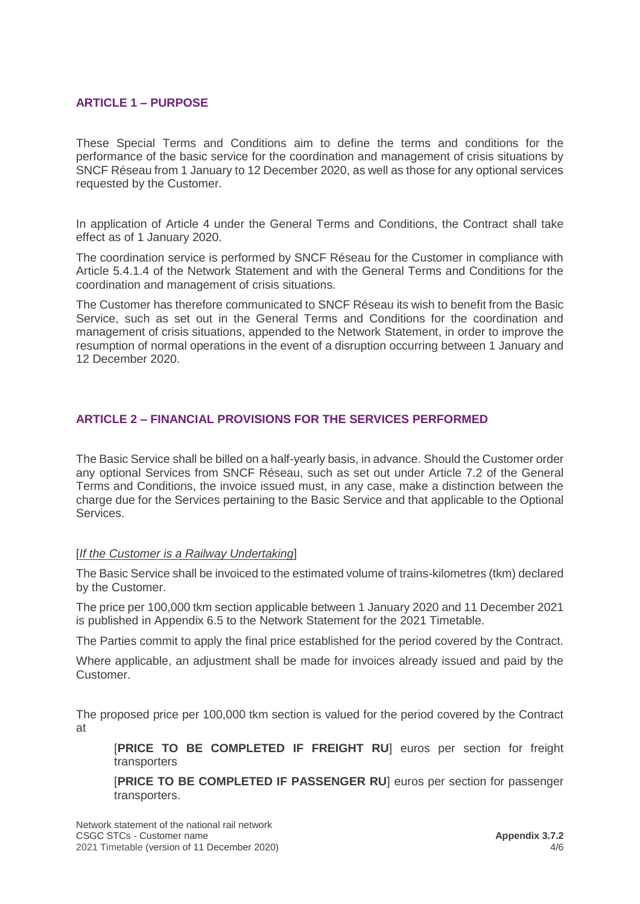## ARTICLE 1 – PURPOSE

These Special Terms and Conditions aim to define the terms and conditions for the performance of the basic service for the coordination and management of crisis situations by SNCF Réseau from 1 January to 12 December 2020, as well as those for any optional services requested by the Customer.

In application of Article 4 under the General Terms and Conditions, the Contract shall take effect as of 1 January 2020.

The coordination service is performed by SNCF Réseau for the Customer in compliance with Article 5.4.1.4 of the Network Statement and with the General Terms and Conditions for the coordination and management of crisis situations.

The Customer has therefore communicated to SNCF Réseau its wish to benefit from the Basic Service, such as set out in the General Terms and Conditions for the coordination and management of crisis situations, appended to the Network Statement, in order to improve the resumption of normal operations in the event of a disruption occurring between 1 January and 12 December 2020.

## ARTICLE 2 – FINANCIAL PROVISIONS FOR THE SERVICES PERFORMED

The Basic Service shall be billed on a half-yearly basis, in advance. Should the Customer order any optional Services from SNCF Réseau, such as set out under Article 7.2 of the General Terms and Conditions, the invoice issued must, in any case, make a distinction between the charge due for the Services pertaining to the Basic Service and that applicable to the Optional Services.

[*If the Customer is a Railway Undertaking*]

The Basic Service shall be invoiced to the estimated volume of trains-kilometres (tkm) declared by the Customer.

The price per 100,000 tkm section applicable between 1 January 2020 and 11 December 2021 is published in Appendix 6.5 to the Network Statement for the 2021 Timetable.

The Parties commit to apply the final price established for the period covered by the Contract.

Where applicable, an adjustment shall be made for invoices already issued and paid by the Customer.

The proposed price per 100,000 tkm section is valued for the period covered by the Contract at

[**PRICE TO BE COMPLETED IF FREIGHT RU**] euros per section for freight transporters

[**PRICE TO BE COMPLETED IF PASSENGER RU**] euros per section for passenger transporters.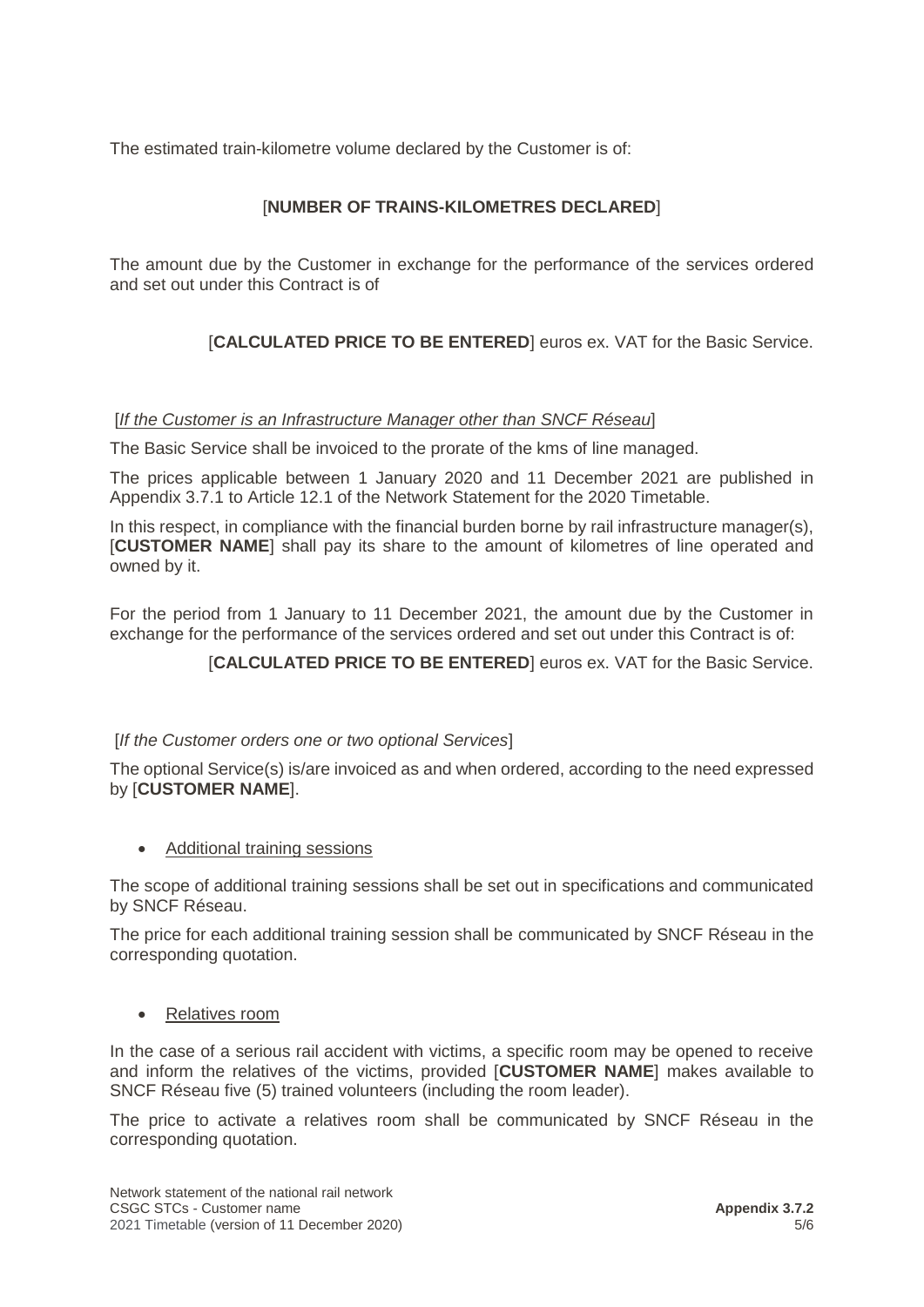The estimated train-kilometre volume declared by the Customer is of:

[**NUMBER OF TRAINS-KILOMETRES DECLARED**]

The amount due by the Customer in exchange for the performance of the services ordered and set out under this Contract is of

[**CALCULATED PRICE TO BE ENTERED**] euros ex. VAT for the Basic Service.

[*If the Customer is an Infrastructure Manager other than SNCF Réseau*]

The Basic Service shall be invoiced to the prorate of the kms of line managed.

The prices applicable between 1 January 2020 and 11 December 2021 are published in Appendix 3.7.1 to Article 12.1 of the Network Statement for the 2020 Timetable.

In this respect, in compliance with the financial burden borne by rail infrastructure manager(s), [**CUSTOMER NAME**] shall pay its share to the amount of kilometres of line operated and owned by it.

For the period from 1 January to 11 December 2021, the amount due by the Customer in exchange for the performance of the services ordered and set out under this Contract is of:

[**CALCULATED PRICE TO BE ENTERED**] euros ex. VAT for the Basic Service.

[*If the Customer orders one or two optional Services*]

The optional Service(s) is/are invoiced as and when ordered, according to the need expressed by [**CUSTOMER NAME**].

- Additional training sessions

The scope of additional training sessions shall be set out in specifications and communicated by SNCF Réseau.

The price for each additional training session shall be communicated by SNCF Réseau in the corresponding quotation.

- Relatives room

In the case of a serious rail accident with victims, a specific room may be opened to receive and inform the relatives of the victims, provided [**CUSTOMER NAME**] makes available to SNCF Réseau five (5) trained volunteers (including the room leader).

The price to activate a relatives room shall be communicated by SNCF Réseau in the corresponding quotation.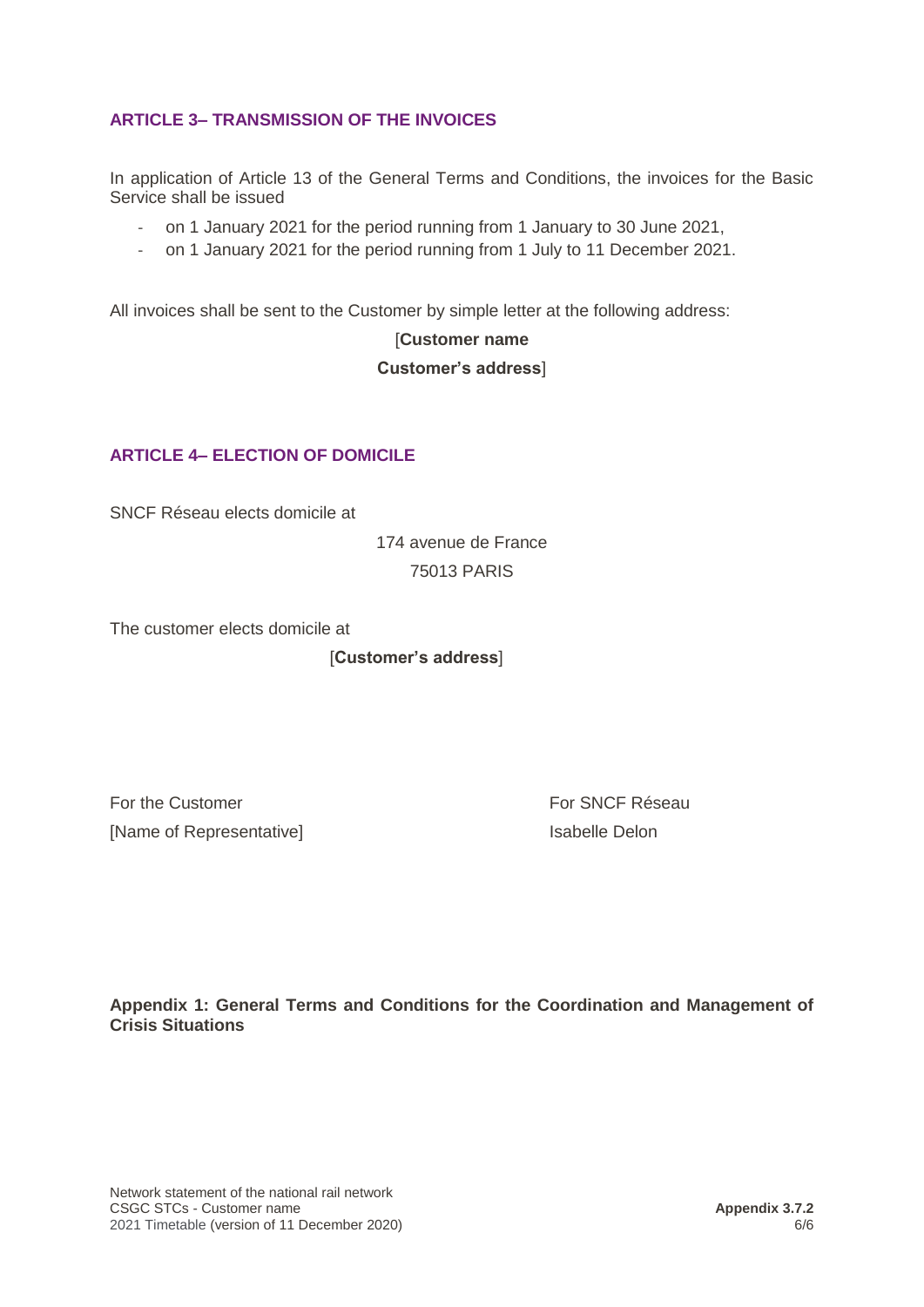## ARTICLE 3– TRANSMISSION OF THE INVOICES

In application of Article 13 of the General Terms and Conditions, the invoices for the Basic Service shall be issued

- on 1 January 2021 for the period running from 1 January to 30 June 2021,
- on 1 January 2021 for the period running from 1 July to 11 December 2021.

All invoices shall be sent to the Customer by simple letter at the following address:

[**Customer name**

**Customer's address**]

## ARTICLE 4– ELECTION OF DOMICILE

SNCF Réseau elects domicile at

174 avenue de France

75013 PARIS

The customer elects domicile at

[**Customer's address**]

For the Customer
[Name of Representative]

For SNCF Réseau
Isabelle Delon

**Appendix 1: General Terms and Conditions for the Coordination and Management of Crisis Situations**